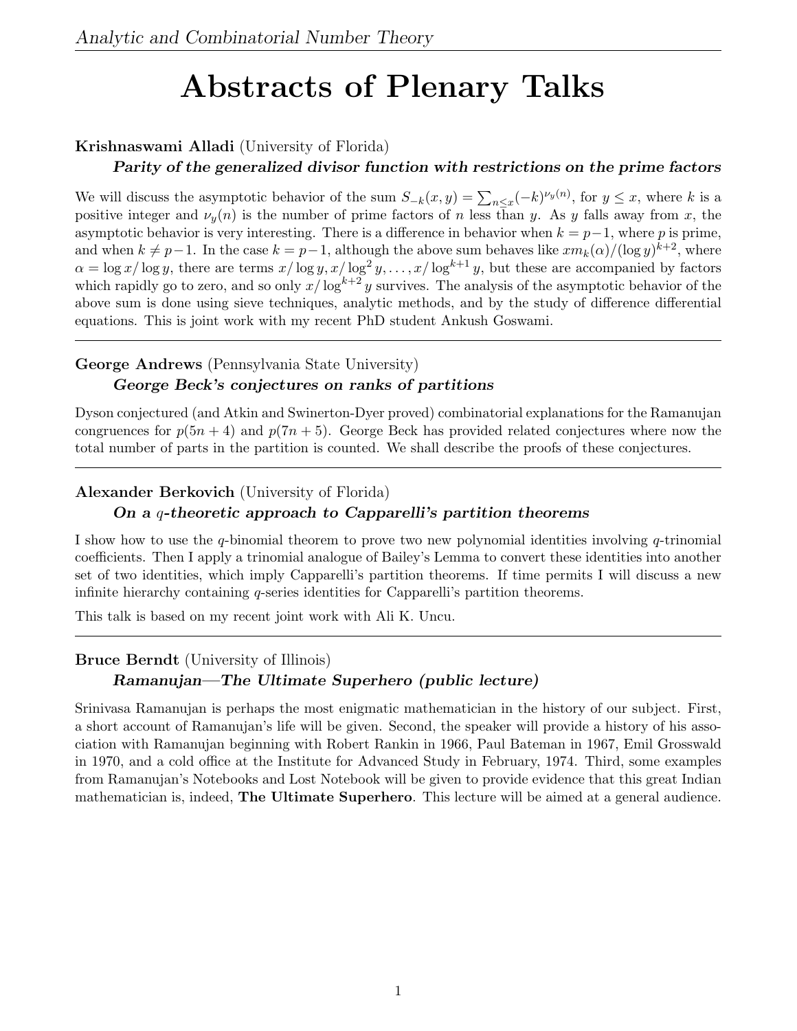# Abstracts of Plenary Talks

**Krishnaswami Alladi** (University of Florida)

***Parity of the generalized divisor function with restrictions on the prime factors***

We will discuss the asymptotic behavior of the sum $S_{-k}(x,y) = \sum_{n \le x} (-k)^{\nu_y(n)}$, for $y \le x$, where $k$ is a positive integer and $\nu_y(n)$ is the number of prime factors of $n$ less than $y$. As $y$ falls away from $x$, the asymptotic behavior is very interesting. There is a difference in behavior when $k = p-1$, where $p$ is prime, and when $k \ne p-1$. In the case $k = p-1$, although the above sum behaves like $xm_k(\alpha)/(\log y)^{k+2}$, where $\alpha = \log x/\log y$, there are terms $x/\log y, x/\log^2 y, \ldots, x/\log^{k+1} y$, but these are accompanied by factors which rapidly go to zero, and so only $x/\log^{k+2} y$ survives. The analysis of the asymptotic behavior of the above sum is done using sieve techniques, analytic methods, and by the study of difference differential equations. This is joint work with my recent PhD student Ankush Goswami.

---

**George Andrews** (Pennsylvania State University)

***George Beck's conjectures on ranks of partitions***

Dyson conjectured (and Atkin and Swinerton-Dyer proved) combinatorial explanations for the Ramanujan congruences for $p(5n+4)$ and $p(7n+5)$. George Beck has provided related conjectures where now the total number of parts in the partition is counted. We shall describe the proofs of these conjectures.

---

**Alexander Berkovich** (University of Florida)

***On a $q$-theoretic approach to Capparelli's partition theorems***

I show how to use the $q$-binomial theorem to prove two new polynomial identities involving $q$-trinomial coefficients. Then I apply a trinomial analogue of Bailey's Lemma to convert these identities into another set of two identities, which imply Capparelli's partition theorems. If time permits I will discuss a new infinite hierarchy containing $q$-series identities for Capparelli's partition theorems.

This talk is based on my recent joint work with Ali K. Uncu.

---

**Bruce Berndt** (University of Illinois)

***Ramanujan—The Ultimate Superhero (public lecture)***

Srinivasa Ramanujan is perhaps the most enigmatic mathematician in the history of our subject. First, a short account of Ramanujan's life will be given. Second, the speaker will provide a history of his association with Ramanujan beginning with Robert Rankin in 1966, Paul Bateman in 1967, Emil Grosswald in 1970, and a cold office at the Institute for Advanced Study in February, 1974. Third, some examples from Ramanujan's Notebooks and Lost Notebook will be given to provide evidence that this great Indian mathematician is, indeed, **The Ultimate Superhero**. This lecture will be aimed at a general audience.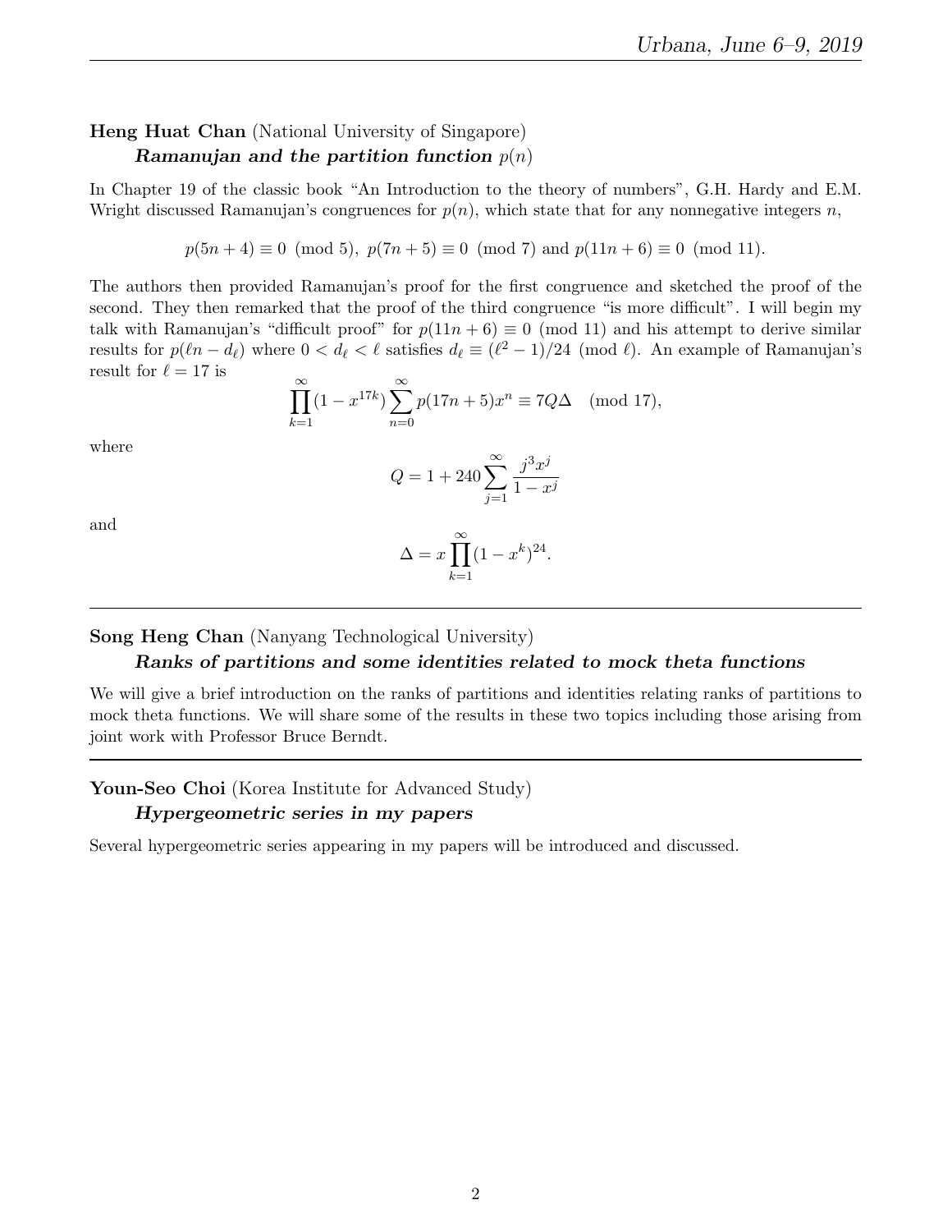**Heng Huat Chan** (National University of Singapore)

***Ramanujan and the partition function*** $p(n)$

In Chapter 19 of the classic book "An Introduction to the theory of numbers", G.H. Hardy and E.M. Wright discussed Ramanujan's congruences for $p(n)$, which state that for any nonnegative integers $n$,

$$p(5n+4) \equiv 0 \pmod 5, \; p(7n+5) \equiv 0 \pmod 7 \text{ and } p(11n+6) \equiv 0 \pmod{11}.$$

The authors then provided Ramanujan's proof for the first congruence and sketched the proof of the second. They then remarked that the proof of the third congruence "is more difficult". I will begin my talk with Ramanujan's "difficult proof" for $p(11n+6) \equiv 0 \pmod{11}$ and his attempt to derive similar results for $p(\ell n - d_\ell)$ where $0 < d_\ell < \ell$ satisfies $d_\ell \equiv (\ell^2 - 1)/24 \pmod \ell$. An example of Ramanujan's result for $\ell = 17$ is

$$\prod_{k=1}^{\infty}(1-x^{17k}) \sum_{n=0}^{\infty} p(17n+5)x^n \equiv 7Q\Delta \pmod{17},$$

where

$$Q = 1 + 240 \sum_{j=1}^{\infty} \frac{j^3 x^j}{1-x^j}$$

and

$$\Delta = x \prod_{k=1}^{\infty}(1-x^k)^{24}.$$

---

**Song Heng Chan** (Nanyang Technological University)

***Ranks of partitions and some identities related to mock theta functions***

We will give a brief introduction on the ranks of partitions and identities relating ranks of partitions to mock theta functions. We will share some of the results in these two topics including those arising from joint work with Professor Bruce Berndt.

---

**Youn-Seo Choi** (Korea Institute for Advanced Study)

***Hypergeometric series in my papers***

Several hypergeometric series appearing in my papers will be introduced and discussed.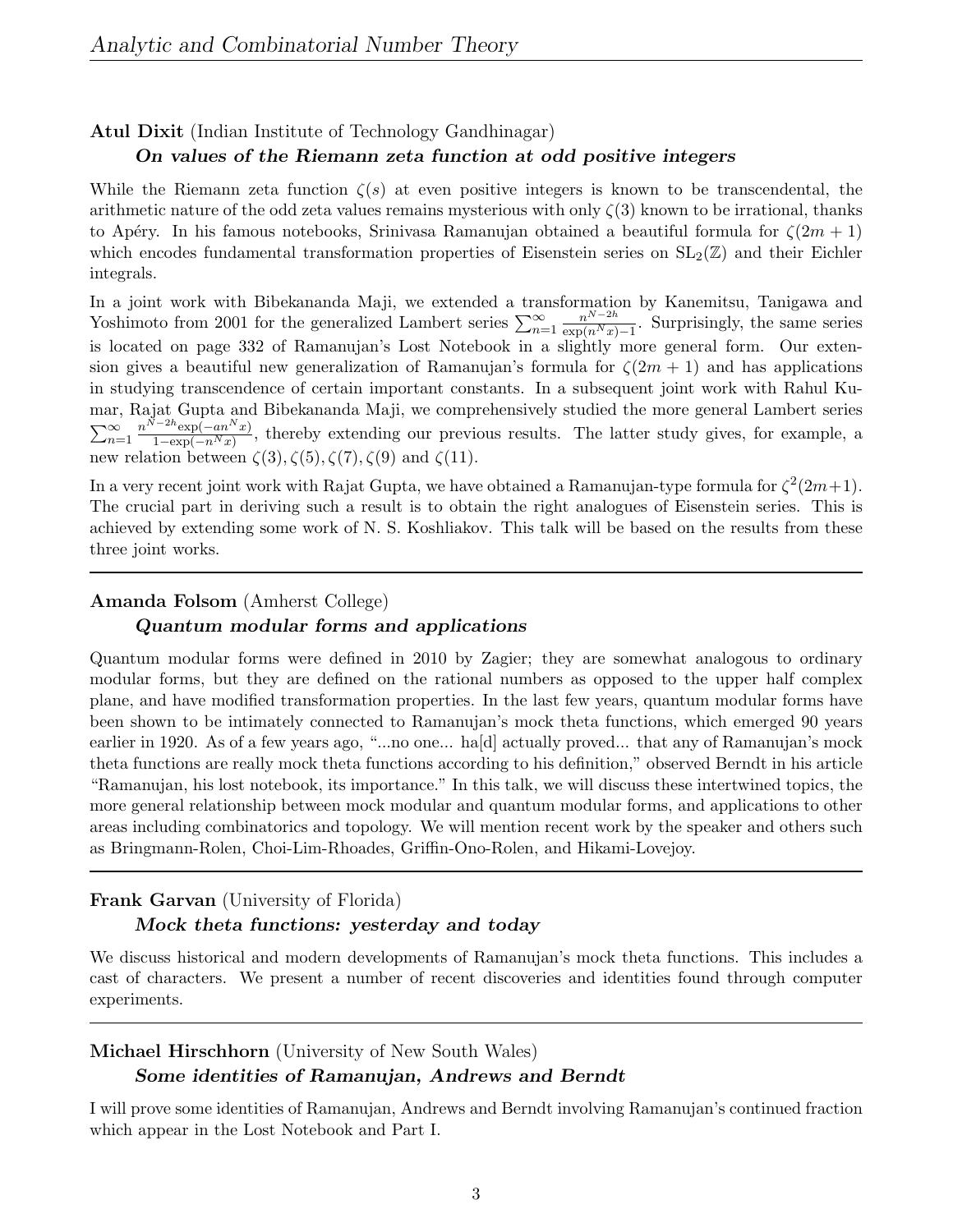**Atul Dixit** (Indian Institute of Technology Gandhinagar)

***On values of the Riemann zeta function at odd positive integers***

While the Riemann zeta function $\zeta(s)$ at even positive integers is known to be transcendental, the arithmetic nature of the odd zeta values remains mysterious with only $\zeta(3)$ known to be irrational, thanks to Apéry. In his famous notebooks, Srinivasa Ramanujan obtained a beautiful formula for $\zeta(2m+1)$ which encodes fundamental transformation properties of Eisenstein series on $\mathrm{SL}_2(\mathbb{Z})$ and their Eichler integrals.

In a joint work with Bibekananda Maji, we extended a transformation by Kanemitsu, Tanigawa and Yoshimoto from 2001 for the generalized Lambert series $\sum_{n=1}^{\infty} \frac{n^{N-2h}}{\exp(n^N x)-1}$. Surprisingly, the same series is located on page 332 of Ramanujan's Lost Notebook in a slightly more general form. Our extension gives a beautiful new generalization of Ramanujan's formula for $\zeta(2m+1)$ and has applications in studying transcendence of certain important constants. In a subsequent joint work with Rahul Kumar, Rajat Gupta and Bibekananda Maji, we comprehensively studied the more general Lambert series $\sum_{n=1}^{\infty} \frac{n^{N-2h}\exp(-an^N x)}{1-\exp(-n^N x)}$, thereby extending our previous results. The latter study gives, for example, a new relation between $\zeta(3), \zeta(5), \zeta(7), \zeta(9)$ and $\zeta(11)$.

In a very recent joint work with Rajat Gupta, we have obtained a Ramanujan-type formula for $\zeta^2(2m+1)$. The crucial part in deriving such a result is to obtain the right analogues of Eisenstein series. This is achieved by extending some work of N. S. Koshliakov. This talk will be based on the results from these three joint works.

---

**Amanda Folsom** (Amherst College)

***Quantum modular forms and applications***

Quantum modular forms were defined in 2010 by Zagier; they are somewhat analogous to ordinary modular forms, but they are defined on the rational numbers as opposed to the upper half complex plane, and have modified transformation properties. In the last few years, quantum modular forms have been shown to be intimately connected to Ramanujan's mock theta functions, which emerged 90 years earlier in 1920. As of a few years ago, "...no one... ha[d] actually proved... that any of Ramanujan's mock theta functions are really mock theta functions according to his definition," observed Berndt in his article "Ramanujan, his lost notebook, its importance." In this talk, we will discuss these intertwined topics, the more general relationship between mock modular and quantum modular forms, and applications to other areas including combinatorics and topology. We will mention recent work by the speaker and others such as Bringmann-Rolen, Choi-Lim-Rhoades, Griffin-Ono-Rolen, and Hikami-Lovejoy.

---

**Frank Garvan** (University of Florida)

***Mock theta functions: yesterday and today***

We discuss historical and modern developments of Ramanujan's mock theta functions. This includes a cast of characters. We present a number of recent discoveries and identities found through computer experiments.

---

**Michael Hirschhorn** (University of New South Wales)

***Some identities of Ramanujan, Andrews and Berndt***

I will prove some identities of Ramanujan, Andrews and Berndt involving Ramanujan's continued fraction which appear in the Lost Notebook and Part I.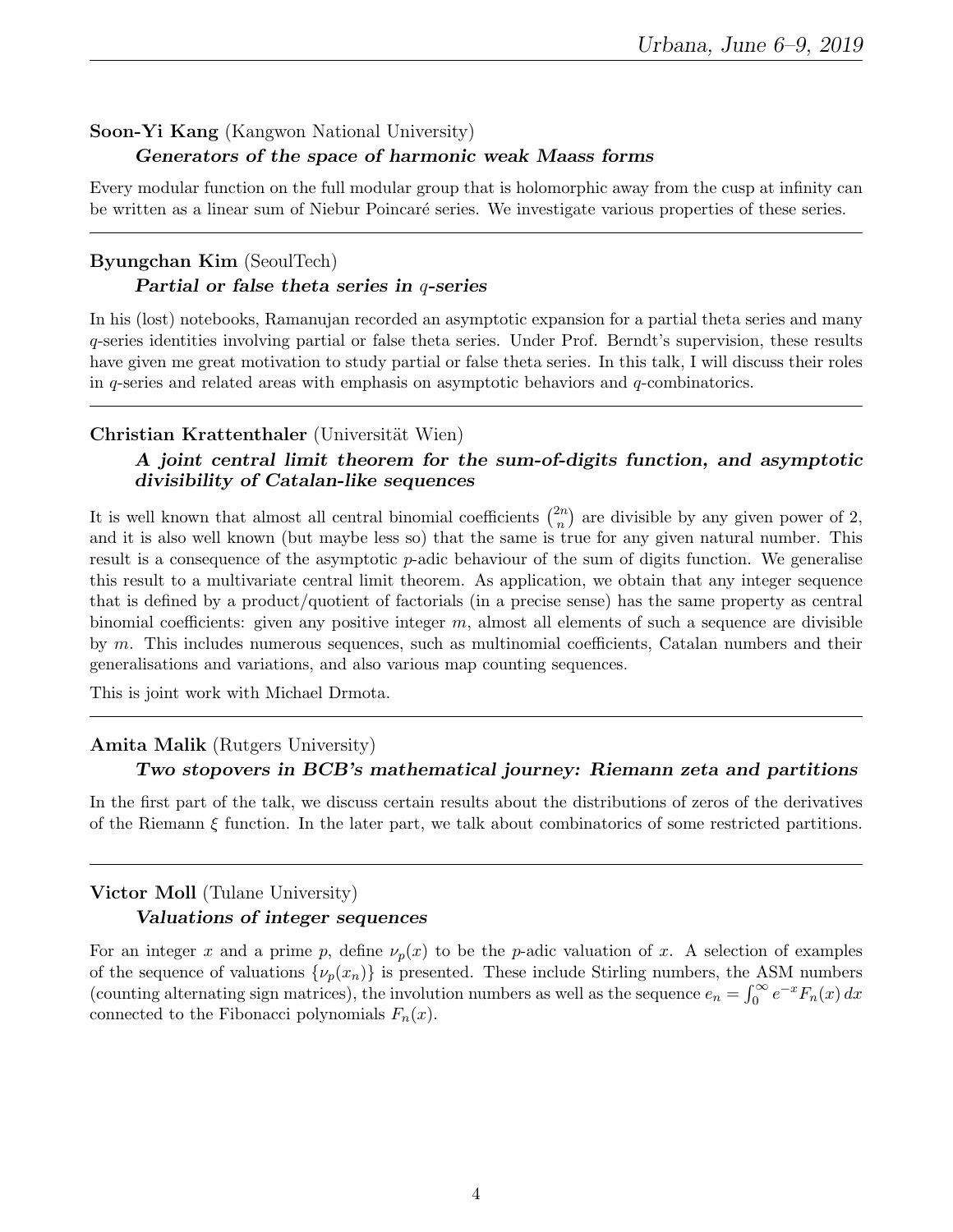**Soon-Yi Kang** (Kangwon National University)

***Generators of the space of harmonic weak Maass forms***

Every modular function on the full modular group that is holomorphic away from the cusp at infinity can be written as a linear sum of Niebur Poincaré series. We investigate various properties of these series.

---

**Byungchan Kim** (SeoulTech)

***Partial or false theta series in $q$-series***

In his (lost) notebooks, Ramanujan recorded an asymptotic expansion for a partial theta series and many $q$-series identities involving partial or false theta series. Under Prof. Berndt's supervision, these results have given me great motivation to study partial or false theta series. In this talk, I will discuss their roles in $q$-series and related areas with emphasis on asymptotic behaviors and $q$-combinatorics.

---

**Christian Krattenthaler** (Universität Wien)

***A joint central limit theorem for the sum-of-digits function, and asymptotic divisibility of Catalan-like sequences***

It is well known that almost all central binomial coefficients $\binom{2n}{n}$ are divisible by any given power of 2, and it is also well known (but maybe less so) that the same is true for any given natural number. This result is a consequence of the asymptotic $p$-adic behaviour of the sum of digits function. We generalise this result to a multivariate central limit theorem. As application, we obtain that any integer sequence that is defined by a product/quotient of factorials (in a precise sense) has the same property as central binomial coefficients: given any positive integer $m$, almost all elements of such a sequence are divisible by $m$. This includes numerous sequences, such as multinomial coefficients, Catalan numbers and their generalisations and variations, and also various map counting sequences.

This is joint work with Michael Drmota.

---

**Amita Malik** (Rutgers University)

***Two stopovers in BCB's mathematical journey: Riemann zeta and partitions***

In the first part of the talk, we discuss certain results about the distributions of zeros of the derivatives of the Riemann $\xi$ function. In the later part, we talk about combinatorics of some restricted partitions.

---

**Victor Moll** (Tulane University)

***Valuations of integer sequences***

For an integer $x$ and a prime $p$, define $\nu_p(x)$ to be the $p$-adic valuation of $x$. A selection of examples of the sequence of valuations $\{\nu_p(x_n)\}$ is presented. These include Stirling numbers, the ASM numbers (counting alternating sign matrices), the involution numbers as well as the sequence $e_n = \int_0^\infty e^{-x} F_n(x)\, dx$ connected to the Fibonacci polynomials $F_n(x)$.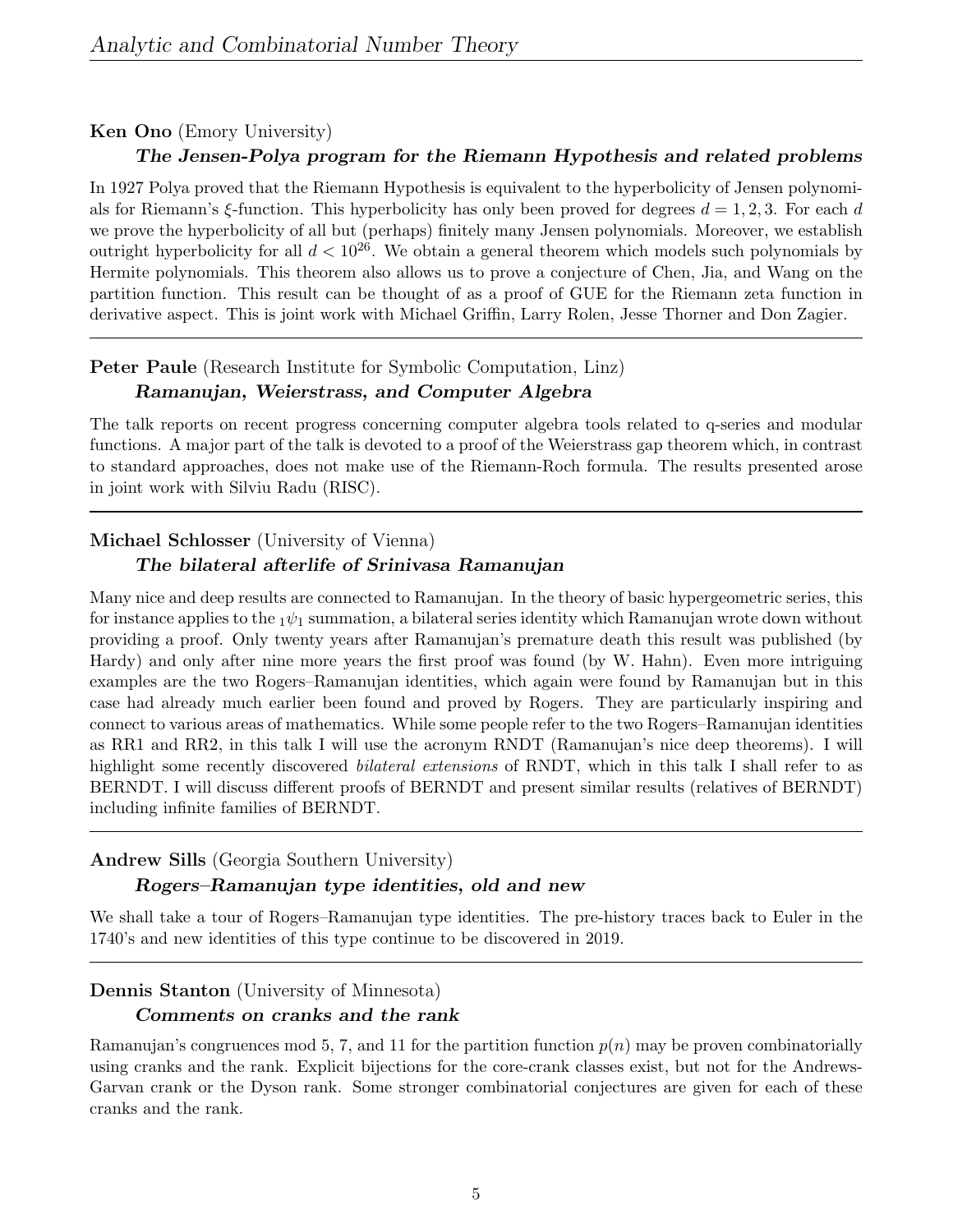**Ken Ono** (Emory University)

***The Jensen-Polya program for the Riemann Hypothesis and related problems***

In 1927 Polya proved that the Riemann Hypothesis is equivalent to the hyperbolicity of Jensen polynomials for Riemann's $\xi$-function. This hyperbolicity has only been proved for degrees $d = 1, 2, 3$. For each $d$ we prove the hyperbolicity of all but (perhaps) finitely many Jensen polynomials. Moreover, we establish outright hyperbolicity for all $d < 10^{26}$. We obtain a general theorem which models such polynomials by Hermite polynomials. This theorem also allows us to prove a conjecture of Chen, Jia, and Wang on the partition function. This result can be thought of as a proof of GUE for the Riemann zeta function in derivative aspect. This is joint work with Michael Griffin, Larry Rolen, Jesse Thorner and Don Zagier.

---

**Peter Paule** (Research Institute for Symbolic Computation, Linz)

***Ramanujan, Weierstrass, and Computer Algebra***

The talk reports on recent progress concerning computer algebra tools related to q-series and modular functions. A major part of the talk is devoted to a proof of the Weierstrass gap theorem which, in contrast to standard approaches, does not make use of the Riemann-Roch formula. The results presented arose in joint work with Silviu Radu (RISC).

---

**Michael Schlosser** (University of Vienna)

***The bilateral afterlife of Srinivasa Ramanujan***

Many nice and deep results are connected to Ramanujan. In the theory of basic hypergeometric series, this for instance applies to the ${}_1\psi_1$ summation, a bilateral series identity which Ramanujan wrote down without providing a proof. Only twenty years after Ramanujan's premature death this result was published (by Hardy) and only after nine more years the first proof was found (by W. Hahn). Even more intriguing examples are the two Rogers–Ramanujan identities, which again were found by Ramanujan but in this case had already much earlier been found and proved by Rogers. They are particularly inspiring and connect to various areas of mathematics. While some people refer to the two Rogers–Ramanujan identities as RR1 and RR2, in this talk I will use the acronym RNDT (Ramanujan's nice deep theorems). I will highlight some recently discovered *bilateral extensions* of RNDT, which in this talk I shall refer to as BERNDT. I will discuss different proofs of BERNDT and present similar results (relatives of BERNDT) including infinite families of BERNDT.

---

**Andrew Sills** (Georgia Southern University)

***Rogers–Ramanujan type identities, old and new***

We shall take a tour of Rogers–Ramanujan type identities. The pre-history traces back to Euler in the 1740's and new identities of this type continue to be discovered in 2019.

---

**Dennis Stanton** (University of Minnesota)

***Comments on cranks and the rank***

Ramanujan's congruences mod 5, 7, and 11 for the partition function $p(n)$ may be proven combinatorially using cranks and the rank. Explicit bijections for the core-crank classes exist, but not for the Andrews-Garvan crank or the Dyson rank. Some stronger combinatorial conjectures are given for each of these cranks and the rank.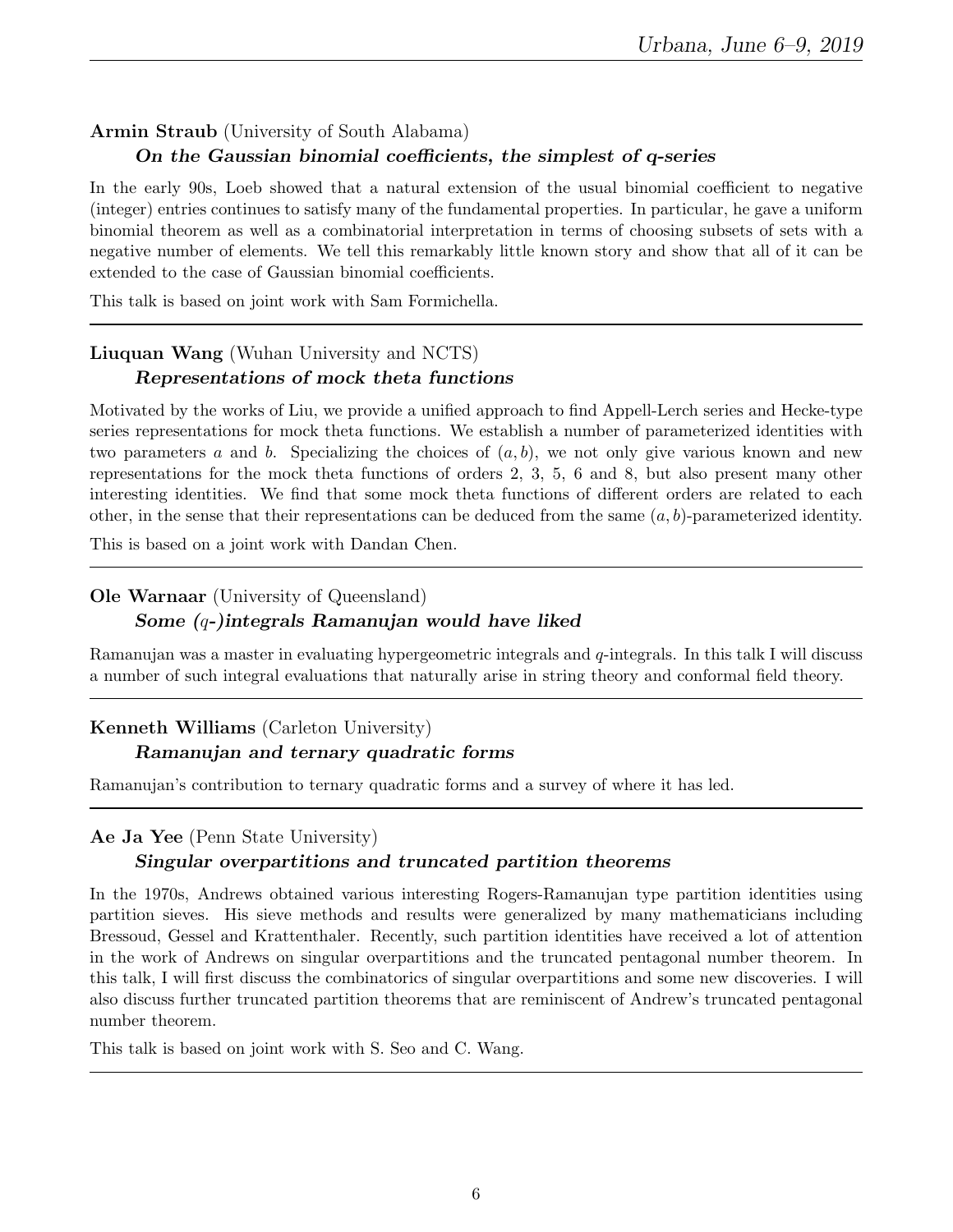**Armin Straub** (University of South Alabama)

***On the Gaussian binomial coefficients, the simplest of q-series***

In the early 90s, Loeb showed that a natural extension of the usual binomial coefficient to negative (integer) entries continues to satisfy many of the fundamental properties. In particular, he gave a uniform binomial theorem as well as a combinatorial interpretation in terms of choosing subsets of sets with a negative number of elements. We tell this remarkably little known story and show that all of it can be extended to the case of Gaussian binomial coefficients.

This talk is based on joint work with Sam Formichella.

---

**Liuquan Wang** (Wuhan University and NCTS)

***Representations of mock theta functions***

Motivated by the works of Liu, we provide a unified approach to find Appell-Lerch series and Hecke-type series representations for mock theta functions. We establish a number of parameterized identities with two parameters $a$ and $b$. Specializing the choices of $(a, b)$, we not only give various known and new representations for the mock theta functions of orders 2, 3, 5, 6 and 8, but also present many other interesting identities. We find that some mock theta functions of different orders are related to each other, in the sense that their representations can be deduced from the same $(a, b)$-parameterized identity.

This is based on a joint work with Dandan Chen.

---

**Ole Warnaar** (University of Queensland)

***Some ($q$-)integrals Ramanujan would have liked***

Ramanujan was a master in evaluating hypergeometric integrals and $q$-integrals. In this talk I will discuss a number of such integral evaluations that naturally arise in string theory and conformal field theory.

---

**Kenneth Williams** (Carleton University)

***Ramanujan and ternary quadratic forms***

Ramanujan's contribution to ternary quadratic forms and a survey of where it has led.

---

**Ae Ja Yee** (Penn State University)

***Singular overpartitions and truncated partition theorems***

In the 1970s, Andrews obtained various interesting Rogers-Ramanujan type partition identities using partition sieves. His sieve methods and results were generalized by many mathematicians including Bressoud, Gessel and Krattenthaler. Recently, such partition identities have received a lot of attention in the work of Andrews on singular overpartitions and the truncated pentagonal number theorem. In this talk, I will first discuss the combinatorics of singular overpartitions and some new discoveries. I will also discuss further truncated partition theorems that are reminiscent of Andrew's truncated pentagonal number theorem.

This talk is based on joint work with S. Seo and C. Wang.

---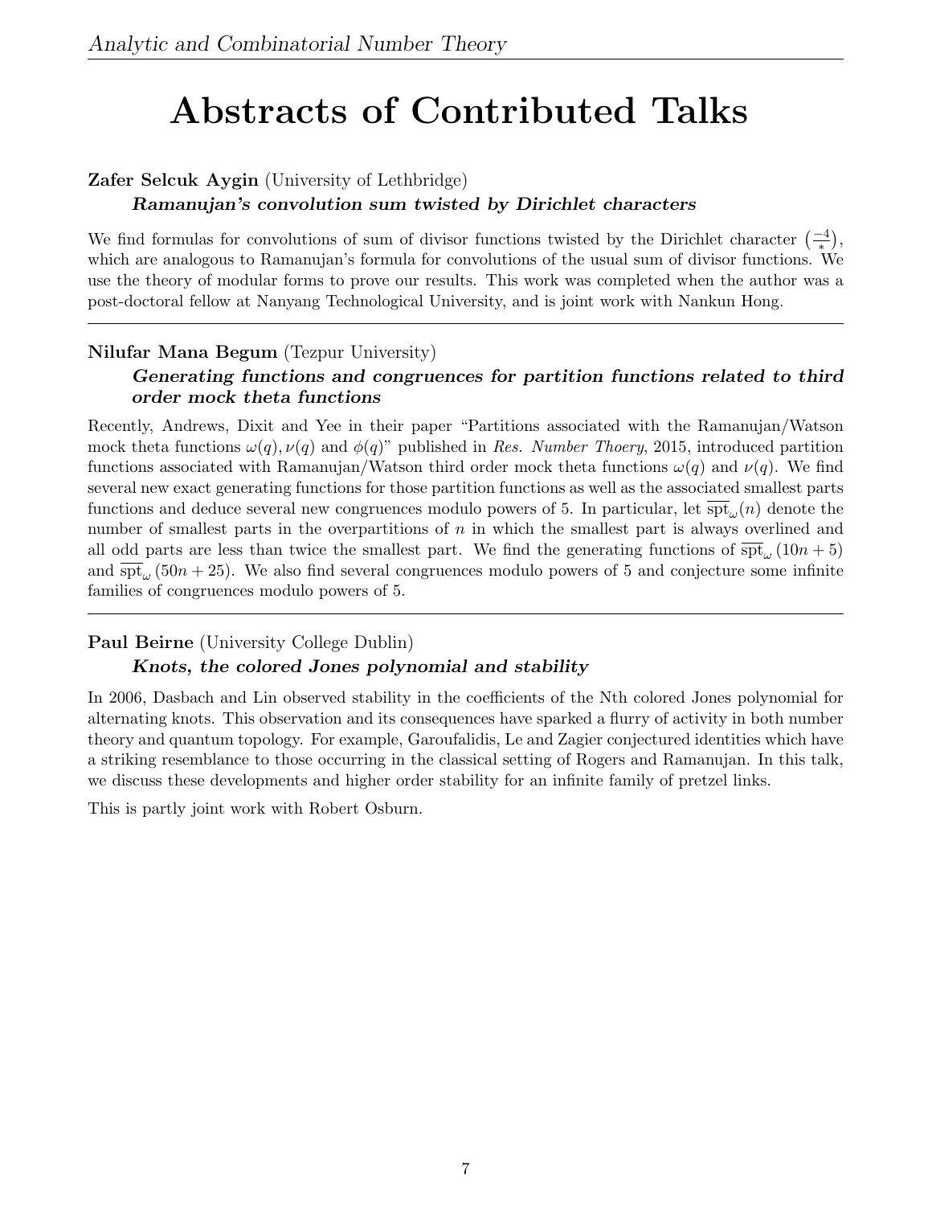# Abstracts of Contributed Talks

**Zafer Selcuk Aygin** (University of Lethbridge)

***Ramanujan's convolution sum twisted by Dirichlet characters***

We find formulas for convolutions of sum of divisor functions twisted by the Dirichlet character $\left(\frac{-4}{*}\right)$, which are analogous to Ramanujan's formula for convolutions of the usual sum of divisor functions. We use the theory of modular forms to prove our results. This work was completed when the author was a post-doctoral fellow at Nanyang Technological University, and is joint work with Nankun Hong.

---

**Nilufar Mana Begum** (Tezpur University)

***Generating functions and congruences for partition functions related to third order mock theta functions***

Recently, Andrews, Dixit and Yee in their paper "Partitions associated with the Ramanujan/Watson mock theta functions $\omega(q), \nu(q)$ and $\phi(q)$" published in *Res. Number Thoery*, 2015, introduced partition functions associated with Ramanujan/Watson third order mock theta functions $\omega(q)$ and $\nu(q)$. We find several new exact generating functions for those partition functions as well as the associated smallest parts functions and deduce several new congruences modulo powers of 5. In particular, let $\overline{\text{spt}}_\omega(n)$ denote the number of smallest parts in the overpartitions of $n$ in which the smallest part is always overlined and all odd parts are less than twice the smallest part. We find the generating functions of $\overline{\text{spt}}_\omega(10n+5)$ and $\overline{\text{spt}}_\omega(50n+25)$. We also find several congruences modulo powers of 5 and conjecture some infinite families of congruences modulo powers of 5.

---

**Paul Beirne** (University College Dublin)

***Knots, the colored Jones polynomial and stability***

In 2006, Dasbach and Lin observed stability in the coefficients of the Nth colored Jones polynomial for alternating knots. This observation and its consequences have sparked a flurry of activity in both number theory and quantum topology. For example, Garoufalidis, Le and Zagier conjectured identities which have a striking resemblance to those occurring in the classical setting of Rogers and Ramanujan. In this talk, we discuss these developments and higher order stability for an infinite family of pretzel links.

This is partly joint work with Robert Osburn.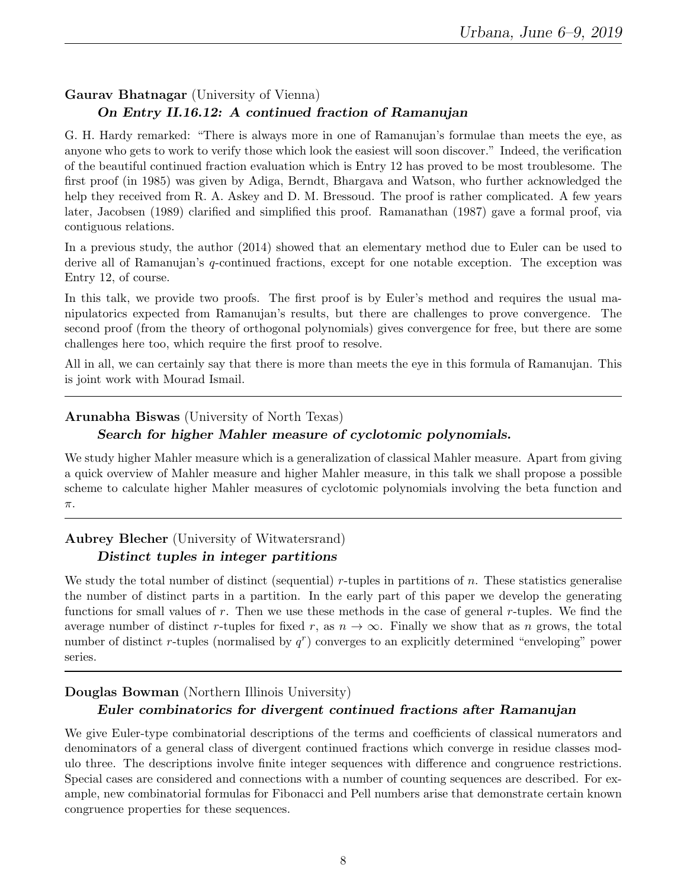**Gaurav Bhatnagar** (University of Vienna)

***On Entry II.16.12: A continued fraction of Ramanujan***

G. H. Hardy remarked: "There is always more in one of Ramanujan's formulae than meets the eye, as anyone who gets to work to verify those which look the easiest will soon discover." Indeed, the verification of the beautiful continued fraction evaluation which is Entry 12 has proved to be most troublesome. The first proof (in 1985) was given by Adiga, Berndt, Bhargava and Watson, who further acknowledged the help they received from R. A. Askey and D. M. Bressoud. The proof is rather complicated. A few years later, Jacobsen (1989) clarified and simplified this proof. Ramanathan (1987) gave a formal proof, via contiguous relations.

In a previous study, the author (2014) showed that an elementary method due to Euler can be used to derive all of Ramanujan's $q$-continued fractions, except for one notable exception. The exception was Entry 12, of course.

In this talk, we provide two proofs. The first proof is by Euler's method and requires the usual manipulatorics expected from Ramanujan's results, but there are challenges to prove convergence. The second proof (from the theory of orthogonal polynomials) gives convergence for free, but there are some challenges here too, which require the first proof to resolve.

All in all, we can certainly say that there is more than meets the eye in this formula of Ramanujan. This is joint work with Mourad Ismail.

---

**Arunabha Biswas** (University of North Texas)

***Search for higher Mahler measure of cyclotomic polynomials.***

We study higher Mahler measure which is a generalization of classical Mahler measure. Apart from giving a quick overview of Mahler measure and higher Mahler measure, in this talk we shall propose a possible scheme to calculate higher Mahler measures of cyclotomic polynomials involving the beta function and $\pi$.

---

**Aubrey Blecher** (University of Witwatersrand)

***Distinct tuples in integer partitions***

We study the total number of distinct (sequential) $r$-tuples in partitions of $n$. These statistics generalise the number of distinct parts in a partition. In the early part of this paper we develop the generating functions for small values of $r$. Then we use these methods in the case of general $r$-tuples. We find the average number of distinct $r$-tuples for fixed $r$, as $n \to \infty$. Finally we show that as $n$ grows, the total number of distinct $r$-tuples (normalised by $q^r$) converges to an explicitly determined "enveloping" power series.

---

**Douglas Bowman** (Northern Illinois University)

***Euler combinatorics for divergent continued fractions after Ramanujan***

We give Euler-type combinatorial descriptions of the terms and coefficients of classical numerators and denominators of a general class of divergent continued fractions which converge in residue classes modulo three. The descriptions involve finite integer sequences with difference and congruence restrictions. Special cases are considered and connections with a number of counting sequences are described. For example, new combinatorial formulas for Fibonacci and Pell numbers arise that demonstrate certain known congruence properties for these sequences.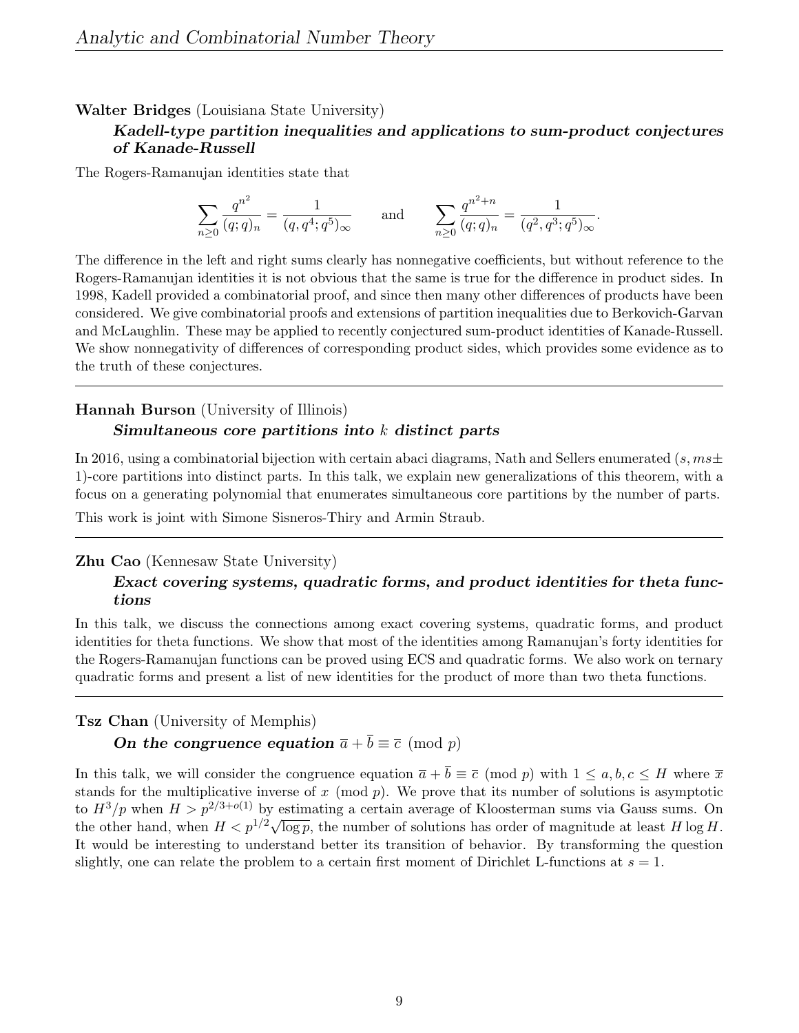**Walter Bridges** (Louisiana State University)

***Kadell-type partition inequalities and applications to sum-product conjectures of Kanade-Russell***

The Rogers-Ramanujan identities state that

$$\sum_{n\geq 0} \frac{q^{n^2}}{(q;q)_n} = \frac{1}{(q,q^4;q^5)_\infty} \qquad \text{and} \qquad \sum_{n\geq 0} \frac{q^{n^2+n}}{(q;q)_n} = \frac{1}{(q^2,q^3;q^5)_\infty}.$$

The difference in the left and right sums clearly has nonnegative coefficients, but without reference to the Rogers-Ramanujan identities it is not obvious that the same is true for the difference in product sides. In 1998, Kadell provided a combinatorial proof, and since then many other differences of products have been considered. We give combinatorial proofs and extensions of partition inequalities due to Berkovich-Garvan and McLaughlin. These may be applied to recently conjectured sum-product identities of Kanade-Russell. We show nonnegativity of differences of corresponding product sides, which provides some evidence as to the truth of these conjectures.

---

**Hannah Burson** (University of Illinois)

***Simultaneous core partitions into $k$ distinct parts***

In 2016, using a combinatorial bijection with certain abaci diagrams, Nath and Sellers enumerated $(s, ms\pm 1)$-core partitions into distinct parts. In this talk, we explain new generalizations of this theorem, with a focus on a generating polynomial that enumerates simultaneous core partitions by the number of parts.

This work is joint with Simone Sisneros-Thiry and Armin Straub.

---

**Zhu Cao** (Kennesaw State University)

***Exact covering systems, quadratic forms, and product identities for theta functions***

In this talk, we discuss the connections among exact covering systems, quadratic forms, and product identities for theta functions. We show that most of the identities among Ramanujan's forty identities for the Rogers-Ramanujan functions can be proved using ECS and quadratic forms. We also work on ternary quadratic forms and present a list of new identities for the product of more than two theta functions.

---

**Tsz Chan** (University of Memphis)

***On the congruence equation $\overline{a} + \overline{b} \equiv \overline{c} \pmod{p}$***

In this talk, we will consider the congruence equation $\overline{a} + \overline{b} \equiv \overline{c} \pmod{p}$ with $1 \leq a, b, c \leq H$ where $\overline{x}$ stands for the multiplicative inverse of $x \pmod{p}$. We prove that its number of solutions is asymptotic to $H^3/p$ when $H > p^{2/3+o(1)}$ by estimating a certain average of Kloosterman sums via Gauss sums. On the other hand, when $H < p^{1/2}\sqrt{\log p}$, the number of solutions has order of magnitude at least $H \log H$. It would be interesting to understand better its transition of behavior. By transforming the question slightly, one can relate the problem to a certain first moment of Dirichlet L-functions at $s = 1$.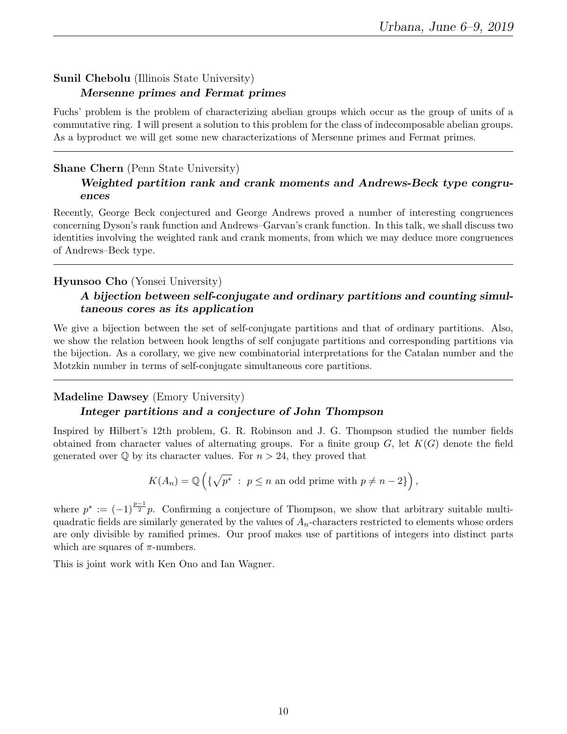**Sunil Chebolu** (Illinois State University)

***Mersenne primes and Fermat primes***

Fuchs' problem is the problem of characterizing abelian groups which occur as the group of units of a commutative ring. I will present a solution to this problem for the class of indecomposable abelian groups. As a byproduct we will get some new characterizations of Mersenne primes and Fermat primes.

---

**Shane Chern** (Penn State University)

***Weighted partition rank and crank moments and Andrews-Beck type congruences***

Recently, George Beck conjectured and George Andrews proved a number of interesting congruences concerning Dyson's rank function and Andrews–Garvan's crank function. In this talk, we shall discuss two identities involving the weighted rank and crank moments, from which we may deduce more congruences of Andrews–Beck type.

---

**Hyunsoo Cho** (Yonsei University)

***A bijection between self-conjugate and ordinary partitions and counting simultaneous cores as its application***

We give a bijection between the set of self-conjugate partitions and that of ordinary partitions. Also, we show the relation between hook lengths of self conjugate partitions and corresponding partitions via the bijection. As a corollary, we give new combinatorial interpretations for the Catalan number and the Motzkin number in terms of self-conjugate simultaneous core partitions.

---

**Madeline Dawsey** (Emory University)

***Integer partitions and a conjecture of John Thompson***

Inspired by Hilbert's 12th problem, G. R. Robinson and J. G. Thompson studied the number fields obtained from character values of alternating groups. For a finite group $G$, let $K(G)$ denote the field generated over $\mathbb{Q}$ by its character values. For $n > 24$, they proved that

$$K(A_n) = \mathbb{Q}\left(\{\sqrt{p^*} \;:\; p \leq n \text{ an odd prime with } p \neq n-2\}\right),$$

where $p^* := (-1)^{\frac{p-1}{2}}p$. Confirming a conjecture of Thompson, we show that arbitrary suitable multiquadratic fields are similarly generated by the values of $A_n$-characters restricted to elements whose orders are only divisible by ramified primes. Our proof makes use of partitions of integers into distinct parts which are squares of $\pi$-numbers.

This is joint work with Ken Ono and Ian Wagner.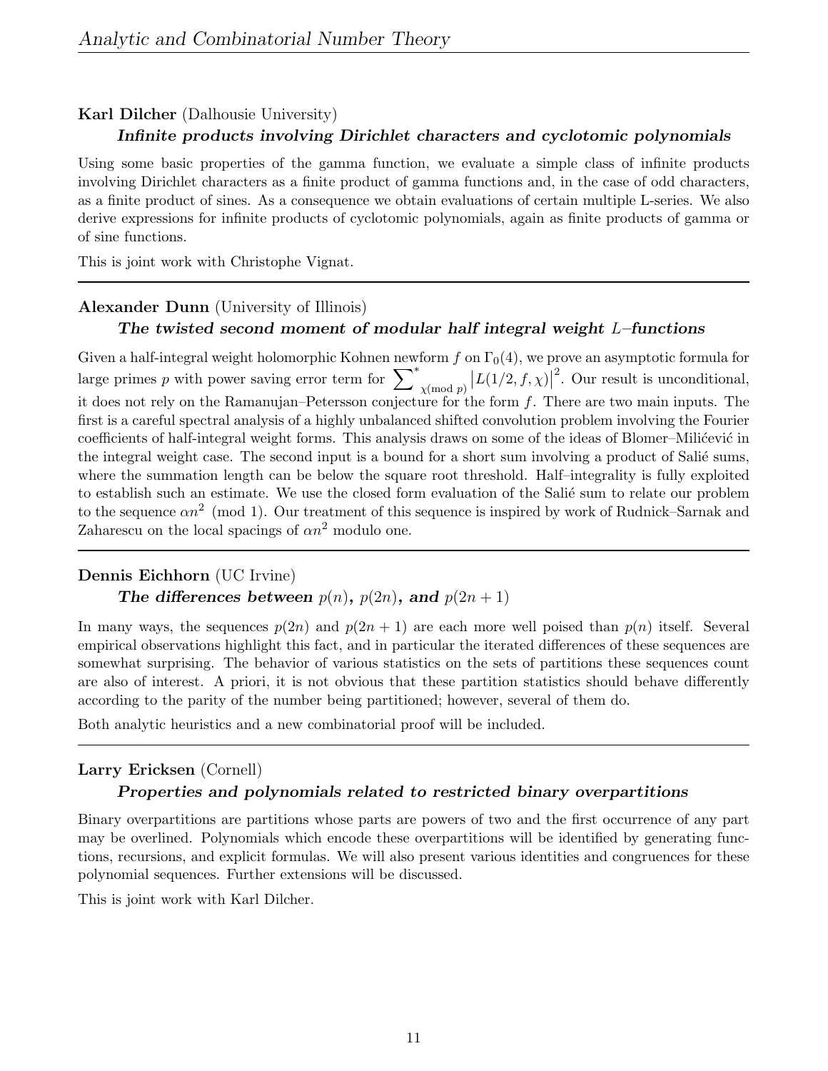**Karl Dilcher** (Dalhousie University)

***Infinite products involving Dirichlet characters and cyclotomic polynomials***

Using some basic properties of the gamma function, we evaluate a simple class of infinite products involving Dirichlet characters as a finite product of gamma functions and, in the case of odd characters, as a finite product of sines. As a consequence we obtain evaluations of certain multiple L-series. We also derive expressions for infinite products of cyclotomic polynomials, again as finite products of gamma or of sine functions.

This is joint work with Christophe Vignat.

---

**Alexander Dunn** (University of Illinois)

***The twisted second moment of modular half integral weight $L$–functions***

Given a half-integral weight holomorphic Kohnen newform $f$ on $\Gamma_0(4)$, we prove an asymptotic formula for large primes $p$ with power saving error term for $\sum^*_{\chi (\text{mod } p)} \left|L(1/2, f, \chi)\right|^2$. Our result is unconditional, it does not rely on the Ramanujan–Petersson conjecture for the form $f$. There are two main inputs. The first is a careful spectral analysis of a highly unbalanced shifted convolution problem involving the Fourier coefficients of half-integral weight forms. This analysis draws on some of the ideas of Blomer–Milićević in the integral weight case. The second input is a bound for a short sum involving a product of Salié sums, where the summation length can be below the square root threshold. Half–integrality is fully exploited to establish such an estimate. We use the closed form evaluation of the Salié sum to relate our problem to the sequence $\alpha n^2 \pmod 1$. Our treatment of this sequence is inspired by work of Rudnick–Sarnak and Zaharescu on the local spacings of $\alpha n^2$ modulo one.

---

**Dennis Eichhorn** (UC Irvine)

***The differences between $p(n)$, $p(2n)$, and $p(2n+1)$***

In many ways, the sequences $p(2n)$ and $p(2n+1)$ are each more well poised than $p(n)$ itself. Several empirical observations highlight this fact, and in particular the iterated differences of these sequences are somewhat surprising. The behavior of various statistics on the sets of partitions these sequences count are also of interest. A priori, it is not obvious that these partition statistics should behave differently according to the parity of the number being partitioned; however, several of them do.

Both analytic heuristics and a new combinatorial proof will be included.

---

**Larry Ericksen** (Cornell)

***Properties and polynomials related to restricted binary overpartitions***

Binary overpartitions are partitions whose parts are powers of two and the first occurrence of any part may be overlined. Polynomials which encode these overpartitions will be identified by generating functions, recursions, and explicit formulas. We will also present various identities and congruences for these polynomial sequences. Further extensions will be discussed.

This is joint work with Karl Dilcher.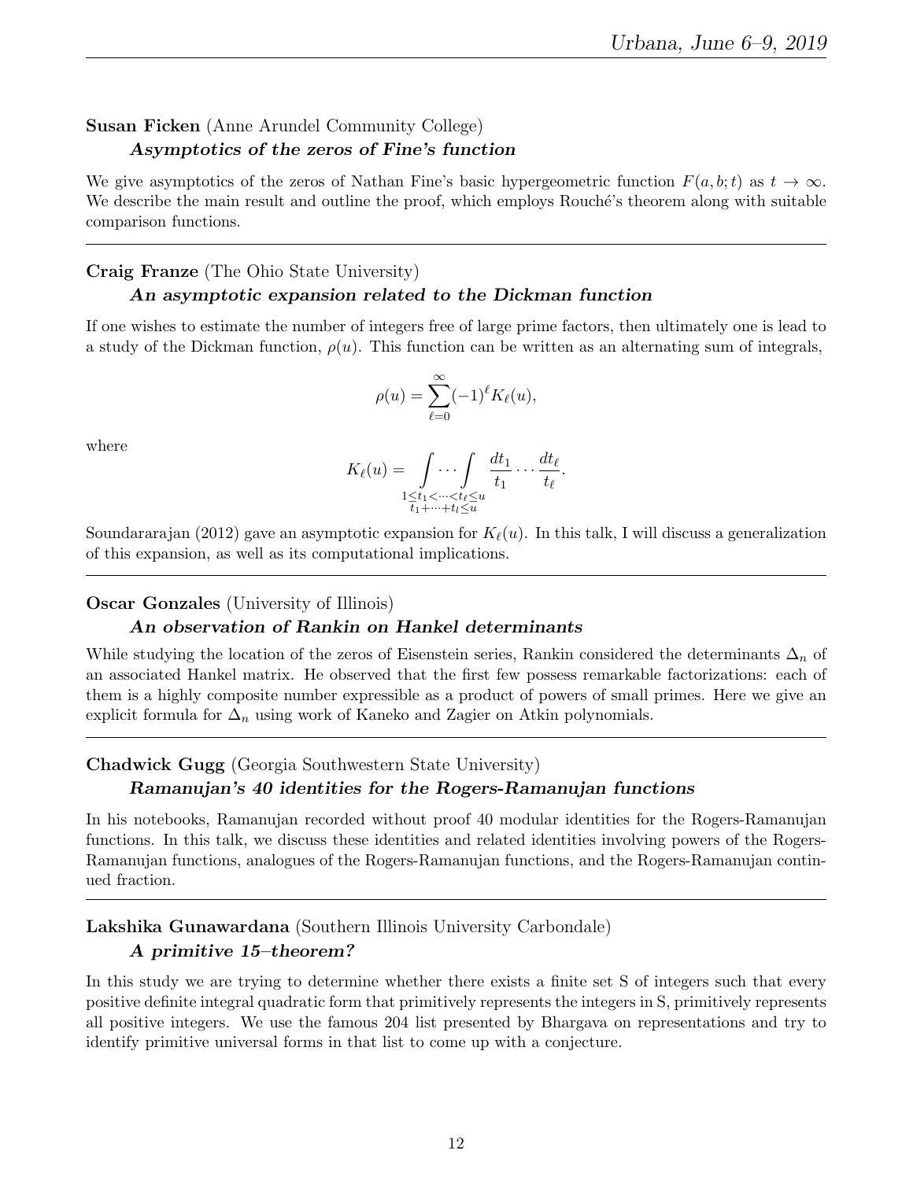**Susan Ficken** (Anne Arundel Community College)

***Asymptotics of the zeros of Fine's function***

We give asymptotics of the zeros of Nathan Fine's basic hypergeometric function $F(a, b; t)$ as $t \to \infty$. We describe the main result and outline the proof, which employs Rouché's theorem along with suitable comparison functions.

---

**Craig Franze** (The Ohio State University)

***An asymptotic expansion related to the Dickman function***

If one wishes to estimate the number of integers free of large prime factors, then ultimately one is lead to a study of the Dickman function, $\rho(u)$. This function can be written as an alternating sum of integrals,

$$\rho(u) = \sum_{\ell=0}^{\infty} (-1)^{\ell} K_{\ell}(u),$$

where

$$K_{\ell}(u) = \underset{\substack{1 \le t_1 < \cdots < t_{\ell} \le u \\ t_1 + \cdots + t_l \le u}}{\int \cdots \int} \frac{dt_1}{t_1} \cdots \frac{dt_{\ell}}{t_{\ell}}.$$

Soundararajan (2012) gave an asymptotic expansion for $K_{\ell}(u)$. In this talk, I will discuss a generalization of this expansion, as well as its computational implications.

---

**Oscar Gonzales** (University of Illinois)

***An observation of Rankin on Hankel determinants***

While studying the location of the zeros of Eisenstein series, Rankin considered the determinants $\Delta_n$ of an associated Hankel matrix. He observed that the first few possess remarkable factorizations: each of them is a highly composite number expressible as a product of powers of small primes. Here we give an explicit formula for $\Delta_n$ using work of Kaneko and Zagier on Atkin polynomials.

---

**Chadwick Gugg** (Georgia Southwestern State University)

***Ramanujan's 40 identities for the Rogers-Ramanujan functions***

In his notebooks, Ramanujan recorded without proof 40 modular identities for the Rogers-Ramanujan functions. In this talk, we discuss these identities and related identities involving powers of the Rogers-Ramanujan functions, analogues of the Rogers-Ramanujan functions, and the Rogers-Ramanujan continued fraction.

---

**Lakshika Gunawardana** (Southern Illinois University Carbondale)

***A primitive 15–theorem?***

In this study we are trying to determine whether there exists a finite set S of integers such that every positive definite integral quadratic form that primitively represents the integers in S, primitively represents all positive integers. We use the famous 204 list presented by Bhargava on representations and try to identify primitive universal forms in that list to come up with a conjecture.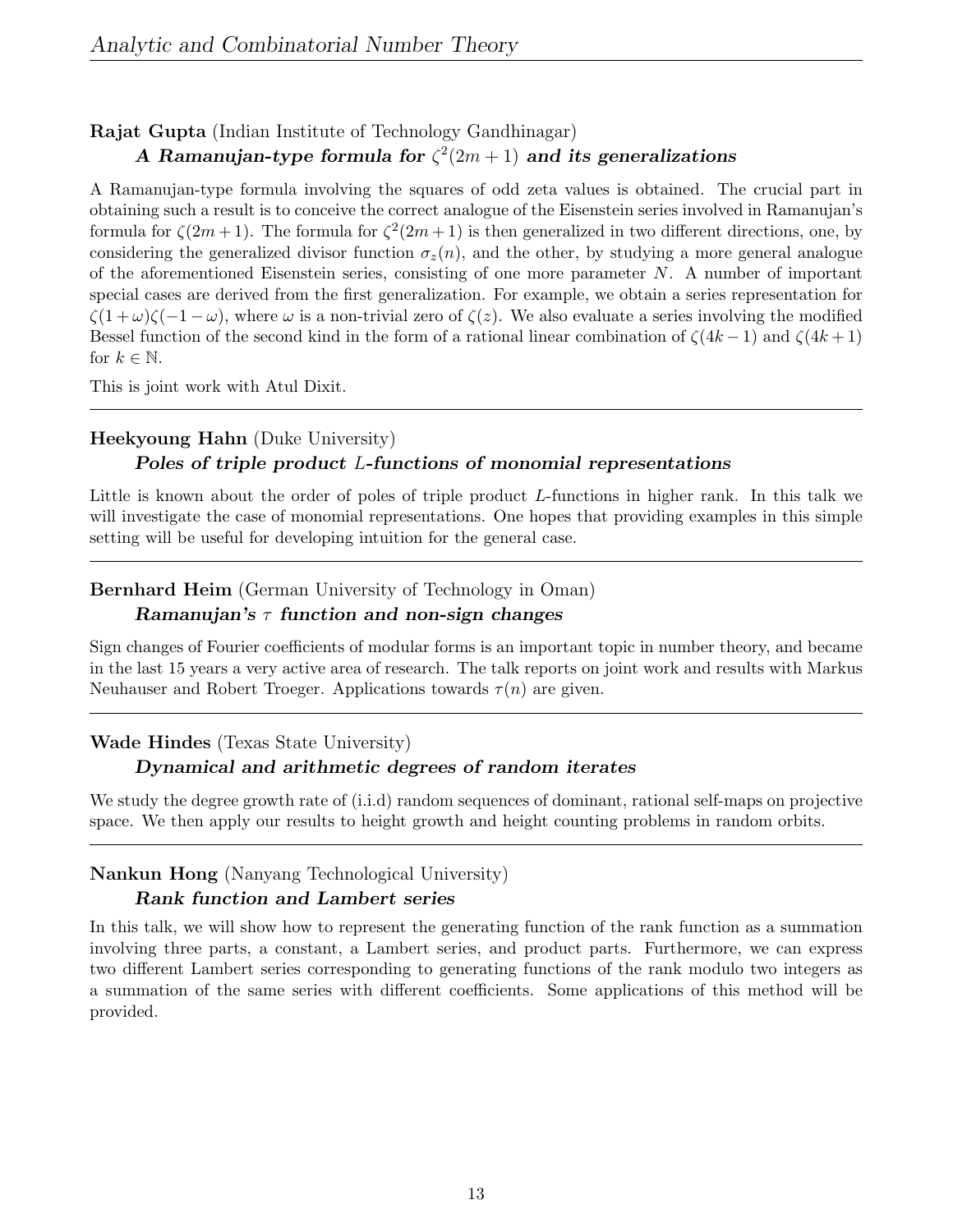**Rajat Gupta** (Indian Institute of Technology Gandhinagar)

***A Ramanujan-type formula for $\zeta^2(2m+1)$ and its generalizations***

A Ramanujan-type formula involving the squares of odd zeta values is obtained. The crucial part in obtaining such a result is to conceive the correct analogue of the Eisenstein series involved in Ramanujan's formula for $\zeta(2m+1)$. The formula for $\zeta^2(2m+1)$ is then generalized in two different directions, one, by considering the generalized divisor function $\sigma_z(n)$, and the other, by studying a more general analogue of the aforementioned Eisenstein series, consisting of one more parameter $N$. A number of important special cases are derived from the first generalization. For example, we obtain a series representation for $\zeta(1+\omega)\zeta(-1-\omega)$, where $\omega$ is a non-trivial zero of $\zeta(z)$. We also evaluate a series involving the modified Bessel function of the second kind in the form of a rational linear combination of $\zeta(4k-1)$ and $\zeta(4k+1)$ for $k \in \mathbb{N}$.

This is joint work with Atul Dixit.

---

**Heekyoung Hahn** (Duke University)

***Poles of triple product $L$-functions of monomial representations***

Little is known about the order of poles of triple product $L$-functions in higher rank. In this talk we will investigate the case of monomial representations. One hopes that providing examples in this simple setting will be useful for developing intuition for the general case.

---

**Bernhard Heim** (German University of Technology in Oman)

***Ramanujan's $\tau$ function and non-sign changes***

Sign changes of Fourier coefficients of modular forms is an important topic in number theory, and became in the last 15 years a very active area of research. The talk reports on joint work and results with Markus Neuhauser and Robert Troeger. Applications towards $\tau(n)$ are given.

---

**Wade Hindes** (Texas State University)

***Dynamical and arithmetic degrees of random iterates***

We study the degree growth rate of (i.i.d) random sequences of dominant, rational self-maps on projective space. We then apply our results to height growth and height counting problems in random orbits.

---

**Nankun Hong** (Nanyang Technological University)

***Rank function and Lambert series***

In this talk, we will show how to represent the generating function of the rank function as a summation involving three parts, a constant, a Lambert series, and product parts. Furthermore, we can express two different Lambert series corresponding to generating functions of the rank modulo two integers as a summation of the same series with different coefficients. Some applications of this method will be provided.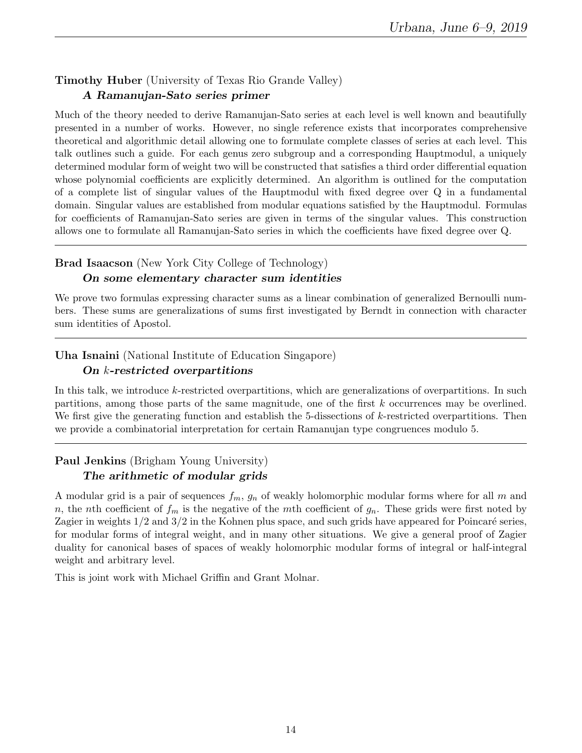**Timothy Huber** (University of Texas Rio Grande Valley)

***A Ramanujan-Sato series primer***

Much of the theory needed to derive Ramanujan-Sato series at each level is well known and beautifully presented in a number of works. However, no single reference exists that incorporates comprehensive theoretical and algorithmic detail allowing one to formulate complete classes of series at each level. This talk outlines such a guide. For each genus zero subgroup and a corresponding Hauptmodul, a uniquely determined modular form of weight two will be constructed that satisfies a third order differential equation whose polynomial coefficients are explicitly determined. An algorithm is outlined for the computation of a complete list of singular values of the Hauptmodul with fixed degree over Q in a fundamental domain. Singular values are established from modular equations satisfied by the Hauptmodul. Formulas for coefficients of Ramanujan-Sato series are given in terms of the singular values. This construction allows one to formulate all Ramanujan-Sato series in which the coefficients have fixed degree over Q.

---

**Brad Isaacson** (New York City College of Technology)

***On some elementary character sum identities***

We prove two formulas expressing character sums as a linear combination of generalized Bernoulli numbers. These sums are generalizations of sums first investigated by Berndt in connection with character sum identities of Apostol.

---

**Uha Isnaini** (National Institute of Education Singapore)

***On $k$-restricted overpartitions***

In this talk, we introduce $k$-restricted overpartitions, which are generalizations of overpartitions. In such partitions, among those parts of the same magnitude, one of the first $k$ occurrences may be overlined. We first give the generating function and establish the 5-dissections of $k$-restricted overpartitions. Then we provide a combinatorial interpretation for certain Ramanujan type congruences modulo 5.

---

**Paul Jenkins** (Brigham Young University)

***The arithmetic of modular grids***

A modular grid is a pair of sequences $f_m$, $g_n$ of weakly holomorphic modular forms where for all $m$ and $n$, the $n$th coefficient of $f_m$ is the negative of the $m$th coefficient of $g_n$. These grids were first noted by Zagier in weights $1/2$ and $3/2$ in the Kohnen plus space, and such grids have appeared for Poincaré series, for modular forms of integral weight, and in many other situations. We give a general proof of Zagier duality for canonical bases of spaces of weakly holomorphic modular forms of integral or half-integral weight and arbitrary level.

This is joint work with Michael Griffin and Grant Molnar.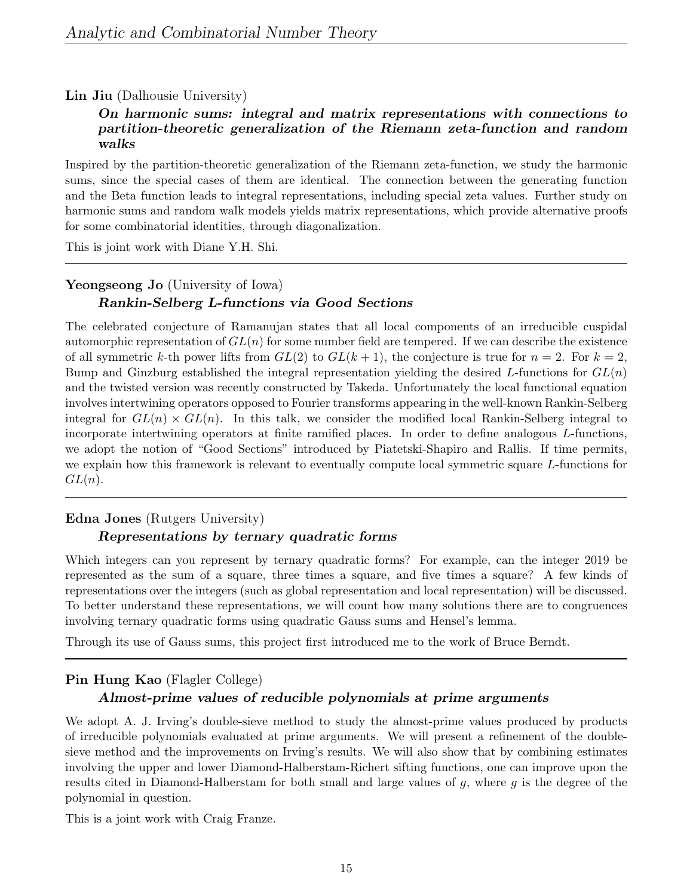**Lin Jiu** (Dalhousie University)

***On harmonic sums: integral and matrix representations with connections to partition-theoretic generalization of the Riemann zeta-function and random walks***

Inspired by the partition-theoretic generalization of the Riemann zeta-function, we study the harmonic sums, since the special cases of them are identical. The connection between the generating function and the Beta function leads to integral representations, including special zeta values. Further study on harmonic sums and random walk models yields matrix representations, which provide alternative proofs for some combinatorial identities, through diagonalization.

This is joint work with Diane Y.H. Shi.

---

**Yeongseong Jo** (University of Iowa)

***Rankin-Selberg L-functions via Good Sections***

The celebrated conjecture of Ramanujan states that all local components of an irreducible cuspidal automorphic representation of $GL(n)$ for some number field are tempered. If we can describe the existence of all symmetric $k$-th power lifts from $GL(2)$ to $GL(k+1)$, the conjecture is true for $n = 2$. For $k = 2$, Bump and Ginzburg established the integral representation yielding the desired $L$-functions for $GL(n)$ and the twisted version was recently constructed by Takeda. Unfortunately the local functional equation involves intertwining operators opposed to Fourier transforms appearing in the well-known Rankin-Selberg integral for $GL(n) \times GL(n)$. In this talk, we consider the modified local Rankin-Selberg integral to incorporate intertwining operators at finite ramified places. In order to define analogous $L$-functions, we adopt the notion of "Good Sections" introduced by Piatetski-Shapiro and Rallis. If time permits, we explain how this framework is relevant to eventually compute local symmetric square $L$-functions for $GL(n)$.

---

**Edna Jones** (Rutgers University)

***Representations by ternary quadratic forms***

Which integers can you represent by ternary quadratic forms? For example, can the integer 2019 be represented as the sum of a square, three times a square, and five times a square? A few kinds of representations over the integers (such as global representation and local representation) will be discussed. To better understand these representations, we will count how many solutions there are to congruences involving ternary quadratic forms using quadratic Gauss sums and Hensel's lemma.

Through its use of Gauss sums, this project first introduced me to the work of Bruce Berndt.

---

**Pin Hung Kao** (Flagler College)

***Almost-prime values of reducible polynomials at prime arguments***

We adopt A. J. Irving's double-sieve method to study the almost-prime values produced by products of irreducible polynomials evaluated at prime arguments. We will present a refinement of the double-sieve method and the improvements on Irving's results. We will also show that by combining estimates involving the upper and lower Diamond-Halberstam-Richert sifting functions, one can improve upon the results cited in Diamond-Halberstam for both small and large values of $g$, where $g$ is the degree of the polynomial in question.

This is a joint work with Craig Franze.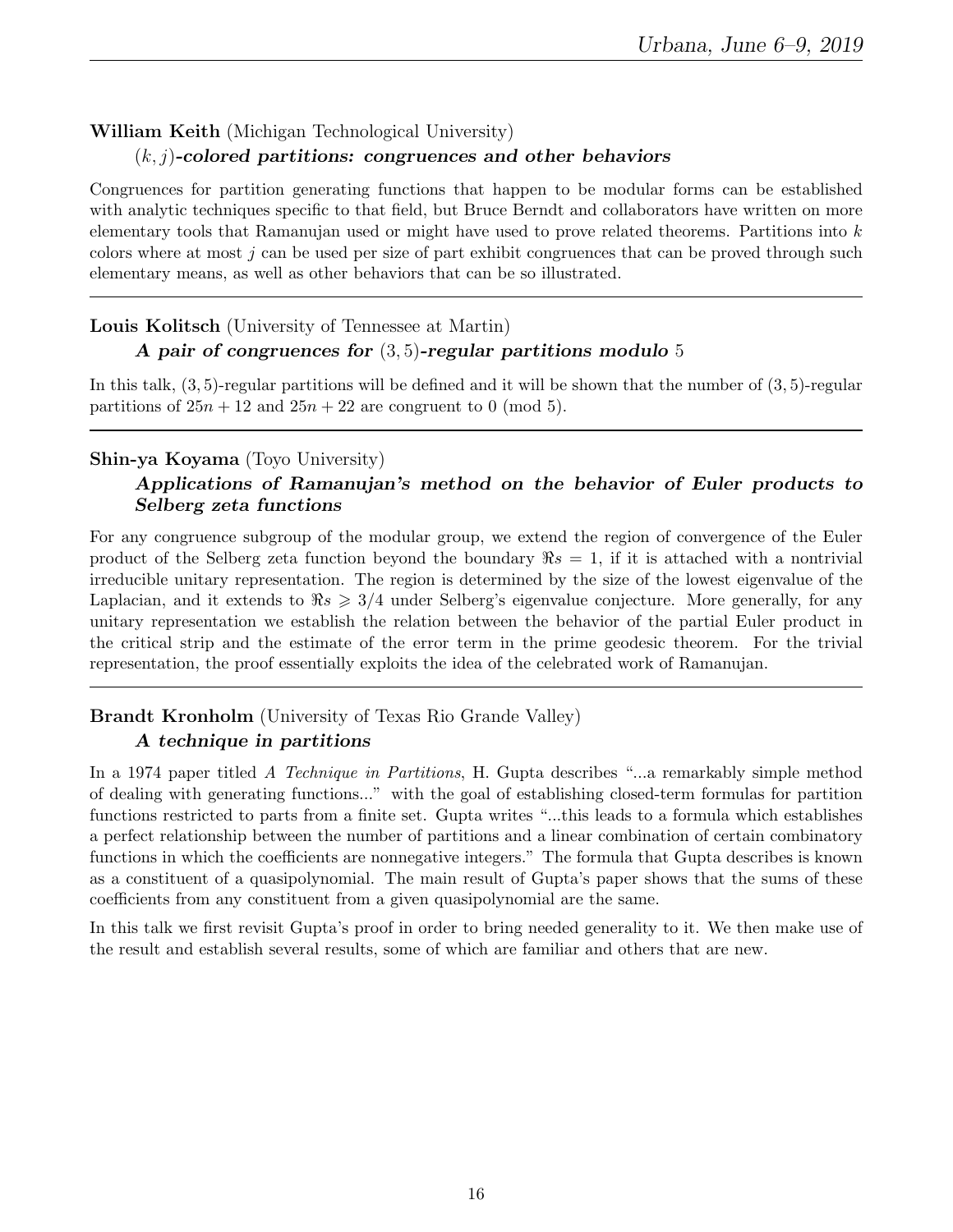**William Keith** (Michigan Technological University)

***$(k, j)$-colored partitions: congruences and other behaviors***

Congruences for partition generating functions that happen to be modular forms can be established with analytic techniques specific to that field, but Bruce Berndt and collaborators have written on more elementary tools that Ramanujan used or might have used to prove related theorems. Partitions into $k$ colors where at most $j$ can be used per size of part exhibit congruences that can be proved through such elementary means, as well as other behaviors that can be so illustrated.

---

**Louis Kolitsch** (University of Tennessee at Martin)

***A pair of congruences for $(3, 5)$-regular partitions modulo $5$***

In this talk, $(3, 5)$-regular partitions will be defined and it will be shown that the number of $(3, 5)$-regular partitions of $25n + 12$ and $25n + 22$ are congruent to 0 (mod 5).

---

**Shin-ya Koyama** (Toyo University)

***Applications of Ramanujan's method on the behavior of Euler products to Selberg zeta functions***

For any congruence subgroup of the modular group, we extend the region of convergence of the Euler product of the Selberg zeta function beyond the boundary $\Re s = 1$, if it is attached with a nontrivial irreducible unitary representation. The region is determined by the size of the lowest eigenvalue of the Laplacian, and it extends to $\Re s \geqslant 3/4$ under Selberg's eigenvalue conjecture. More generally, for any unitary representation we establish the relation between the behavior of the partial Euler product in the critical strip and the estimate of the error term in the prime geodesic theorem. For the trivial representation, the proof essentially exploits the idea of the celebrated work of Ramanujan.

---

**Brandt Kronholm** (University of Texas Rio Grande Valley)

***A technique in partitions***

In a 1974 paper titled *A Technique in Partitions*, H. Gupta describes "...a remarkably simple method of dealing with generating functions..." with the goal of establishing closed-term formulas for partition functions restricted to parts from a finite set. Gupta writes "...this leads to a formula which establishes a perfect relationship between the number of partitions and a linear combination of certain combinatory functions in which the coefficients are nonnegative integers." The formula that Gupta describes is known as a constituent of a quasipolynomial. The main result of Gupta's paper shows that the sums of these coefficients from any constituent from a given quasipolynomial are the same.

In this talk we first revisit Gupta's proof in order to bring needed generality to it. We then make use of the result and establish several results, some of which are familiar and others that are new.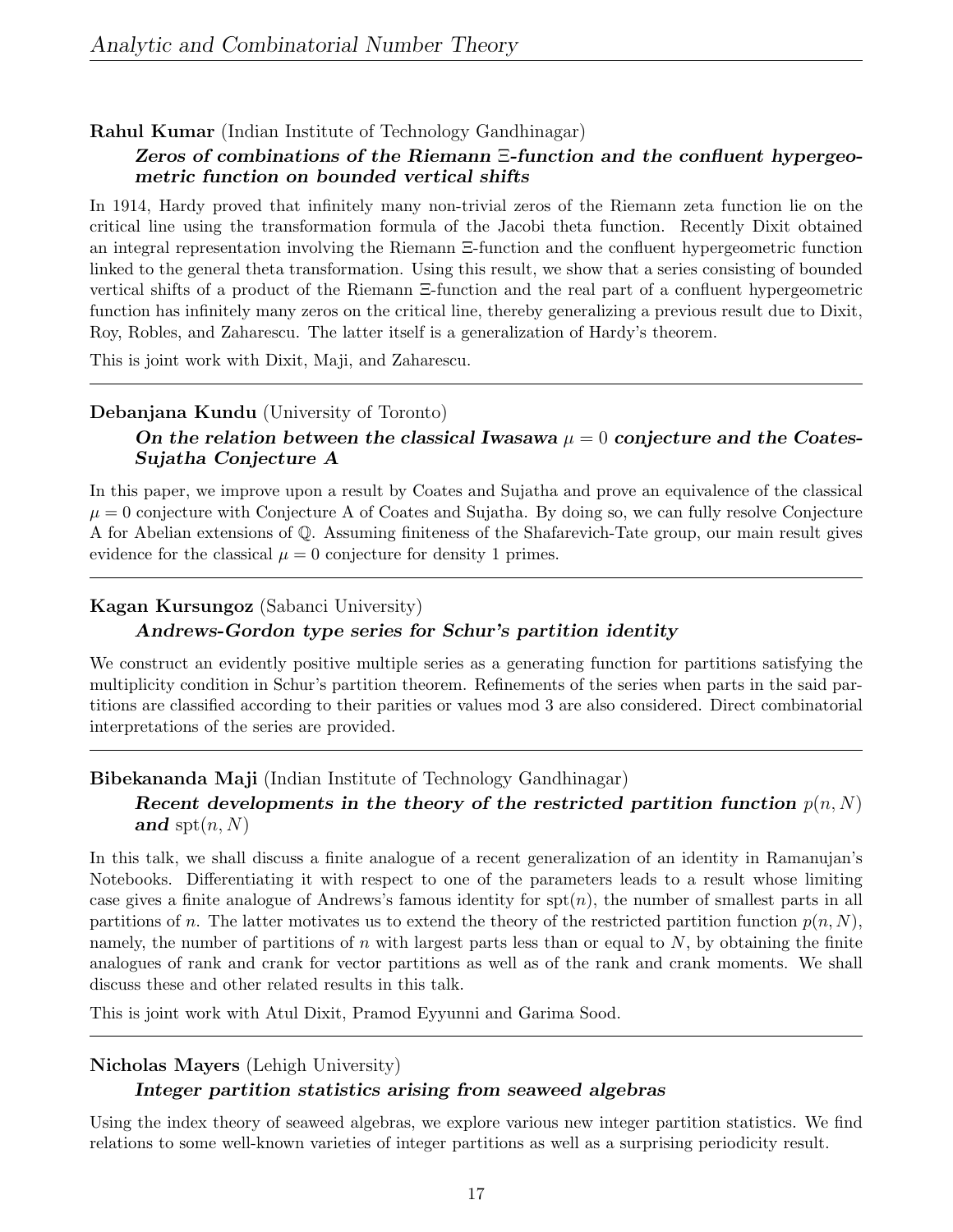**Rahul Kumar** (Indian Institute of Technology Gandhinagar)

***Zeros of combinations of the Riemann $\Xi$-function and the confluent hypergeometric function on bounded vertical shifts***

In 1914, Hardy proved that infinitely many non-trivial zeros of the Riemann zeta function lie on the critical line using the transformation formula of the Jacobi theta function. Recently Dixit obtained an integral representation involving the Riemann $\Xi$-function and the confluent hypergeometric function linked to the general theta transformation. Using this result, we show that a series consisting of bounded vertical shifts of a product of the Riemann $\Xi$-function and the real part of a confluent hypergeometric function has infinitely many zeros on the critical line, thereby generalizing a previous result due to Dixit, Roy, Robles, and Zaharescu. The latter itself is a generalization of Hardy's theorem.

This is joint work with Dixit, Maji, and Zaharescu.

---

**Debanjana Kundu** (University of Toronto)

***On the relation between the classical Iwasawa $\mu = 0$ conjecture and the Coates-Sujatha Conjecture A***

In this paper, we improve upon a result by Coates and Sujatha and prove an equivalence of the classical $\mu = 0$ conjecture with Conjecture A of Coates and Sujatha. By doing so, we can fully resolve Conjecture A for Abelian extensions of $\mathbb{Q}$. Assuming finiteness of the Shafarevich-Tate group, our main result gives evidence for the classical $\mu = 0$ conjecture for density 1 primes.

---

**Kagan Kursungoz** (Sabanci University)

***Andrews-Gordon type series for Schur's partition identity***

We construct an evidently positive multiple series as a generating function for partitions satisfying the multiplicity condition in Schur's partition theorem. Refinements of the series when parts in the said partitions are classified according to their parities or values mod 3 are also considered. Direct combinatorial interpretations of the series are provided.

---

**Bibekananda Maji** (Indian Institute of Technology Gandhinagar)

***Recent developments in the theory of the restricted partition function $p(n, N)$ and $\mathrm{spt}(n, N)$***

In this talk, we shall discuss a finite analogue of a recent generalization of an identity in Ramanujan's Notebooks. Differentiating it with respect to one of the parameters leads to a result whose limiting case gives a finite analogue of Andrews's famous identity for $\mathrm{spt}(n)$, the number of smallest parts in all partitions of $n$. The latter motivates us to extend the theory of the restricted partition function $p(n, N)$, namely, the number of partitions of $n$ with largest parts less than or equal to $N$, by obtaining the finite analogues of rank and crank for vector partitions as well as of the rank and crank moments. We shall discuss these and other related results in this talk.

This is joint work with Atul Dixit, Pramod Eyyunni and Garima Sood.

---

**Nicholas Mayers** (Lehigh University)

***Integer partition statistics arising from seaweed algebras***

Using the index theory of seaweed algebras, we explore various new integer partition statistics. We find relations to some well-known varieties of integer partitions as well as a surprising periodicity result.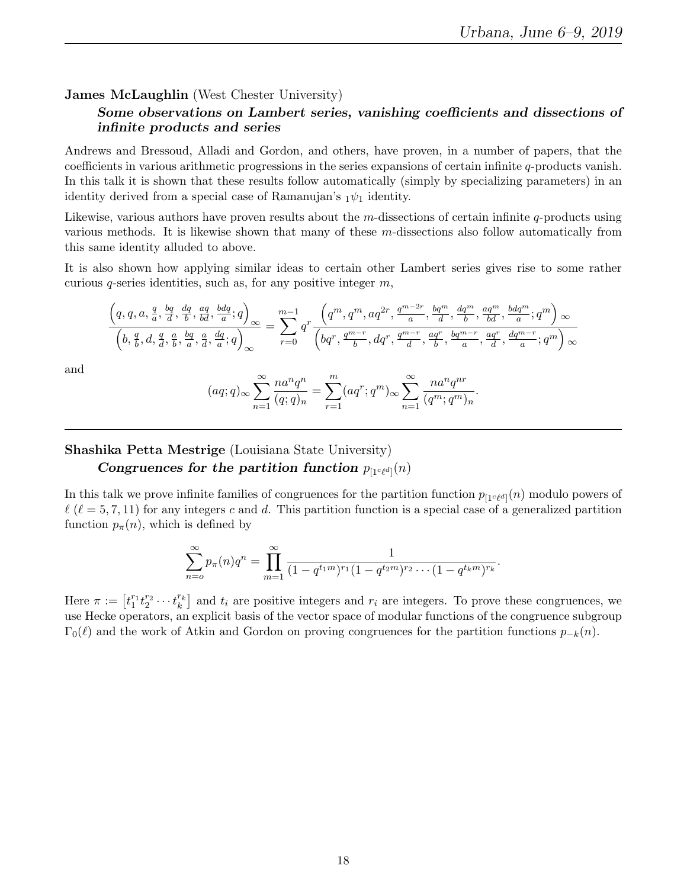**James McLaughlin** (West Chester University)

***Some observations on Lambert series, vanishing coefficients and dissections of infinite products and series***

Andrews and Bressoud, Alladi and Gordon, and others, have proven, in a number of papers, that the coefficients in various arithmetic progressions in the series expansions of certain infinite $q$-products vanish. In this talk it is shown that these results follow automatically (simply by specializing parameters) in an identity derived from a special case of Ramanujan's ${}_1\psi_1$ identity.

Likewise, various authors have proven results about the $m$-dissections of certain infinite $q$-products using various methods. It is likewise shown that many of these $m$-dissections also follow automatically from this same identity alluded to above.

It is also shown how applying similar ideas to certain other Lambert series gives rise to some rather curious $q$-series identities, such as, for any positive integer $m$,

$$\frac{\left(q,q,a,\frac{q}{a},\frac{bq}{d},\frac{dq}{b},\frac{aq}{bd},\frac{bdq}{a};q\right)_\infty}{\left(b,\frac{q}{b},d,\frac{q}{d},\frac{a}{b},\frac{bq}{a},\frac{a}{d},\frac{dq}{a};q\right)_\infty}=\sum_{r=0}^{m-1}q^r\frac{\left(q^m,q^m,aq^{2r},\frac{q^{m-2r}}{a},\frac{bq^m}{d},\frac{dq^m}{b},\frac{aq^m}{bd},\frac{bdq^m}{a};q^m\right)_\infty}{\left(bq^r,\frac{q^{m-r}}{b},dq^r,\frac{q^{m-r}}{d},\frac{aq^r}{b},\frac{bq^{m-r}}{a},\frac{aq^r}{d},\frac{dq^{m-r}}{a};q^m\right)_\infty}$$

and

$$(aq;q)_\infty\sum_{n=1}^{\infty}\frac{na^nq^n}{(q;q)_n}=\sum_{r=1}^{m}(aq^r;q^m)_\infty\sum_{n=1}^{\infty}\frac{na^nq^{nr}}{(q^m;q^m)_n}.$$

---

**Shashika Petta Mestrige** (Louisiana State University)

***Congruences for the partition function*** $p_{[1^c\ell^d]}(n)$

In this talk we prove infinite families of congruences for the partition function $p_{[1^c\ell^d]}(n)$ modulo powers of $\ell$ ($\ell=5,7,11$) for any integers $c$ and $d$. This partition function is a special case of a generalized partition function $p_\pi(n)$, which is defined by

$$\sum_{n=o}^{\infty}p_\pi(n)q^n=\prod_{m=1}^{\infty}\frac{1}{(1-q^{t_1m})^{r_1}(1-q^{t_2m})^{r_2}\cdots(1-q^{t_km})^{r_k}}.$$

Here $\pi:=\left[t_1^{r_1}t_2^{r_2}\cdots t_k^{r_k}\right]$ and $t_i$ are positive integers and $r_i$ are integers. To prove these congruences, we use Hecke operators, an explicit basis of the vector space of modular functions of the congruence subgroup $\Gamma_0(\ell)$ and the work of Atkin and Gordon on proving congruences for the partition functions $p_{-k}(n)$.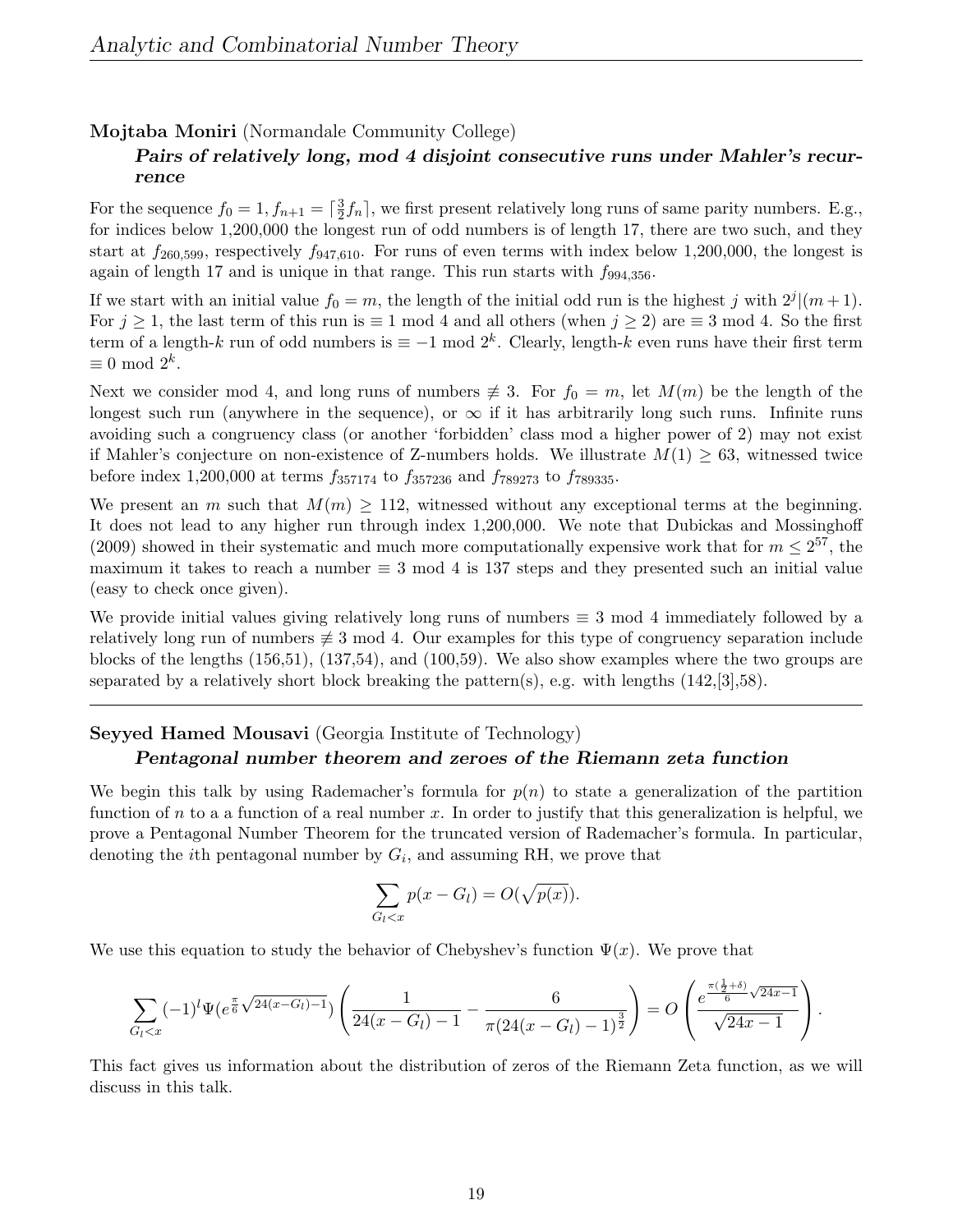**Mojtaba Moniri** (Normandale Community College)

***Pairs of relatively long, mod 4 disjoint consecutive runs under Mahler's recurrence***

For the sequence $f_0 = 1, f_{n+1} = \lceil \frac{3}{2} f_n \rceil$, we first present relatively long runs of same parity numbers. E.g., for indices below 1,200,000 the longest run of odd numbers is of length 17, there are two such, and they start at $f_{260,599}$, respectively $f_{947,610}$. For runs of even terms with index below 1,200,000, the longest is again of length 17 and is unique in that range. This run starts with $f_{994,356}$.

If we start with an initial value $f_0 = m$, the length of the initial odd run is the highest $j$ with $2^j | (m+1)$. For $j \geq 1$, the last term of this run is $\equiv 1 \bmod 4$ and all others (when $j \geq 2$) are $\equiv 3 \bmod 4$. So the first term of a length-$k$ run of odd numbers is $\equiv -1 \bmod 2^k$. Clearly, length-$k$ even runs have their first term $\equiv 0 \bmod 2^k$.

Next we consider mod 4, and long runs of numbers $\not\equiv 3$. For $f_0 = m$, let $M(m)$ be the length of the longest such run (anywhere in the sequence), or $\infty$ if it has arbitrarily long such runs. Infinite runs avoiding such a congruency class (or another 'forbidden' class mod a higher power of 2) may not exist if Mahler's conjecture on non-existence of Z-numbers holds. We illustrate $M(1) \geq 63$, witnessed twice before index 1,200,000 at terms $f_{357174}$ to $f_{357236}$ and $f_{789273}$ to $f_{789335}$.

We present an $m$ such that $M(m) \geq 112$, witnessed without any exceptional terms at the beginning. It does not lead to any higher run through index 1,200,000. We note that Dubickas and Mossinghoff (2009) showed in their systematic and much more computationally expensive work that for $m \leq 2^{57}$, the maximum it takes to reach a number $\equiv 3 \bmod 4$ is 137 steps and they presented such an initial value (easy to check once given).

We provide initial values giving relatively long runs of numbers $\equiv 3 \bmod 4$ immediately followed by a relatively long run of numbers $\not\equiv 3 \bmod 4$. Our examples for this type of congruency separation include blocks of the lengths (156,51), (137,54), and (100,59). We also show examples where the two groups are separated by a relatively short block breaking the pattern(s), e.g. with lengths (142,[3],58).

---

**Seyyed Hamed Mousavi** (Georgia Institute of Technology)

***Pentagonal number theorem and zeroes of the Riemann zeta function***

We begin this talk by using Rademacher's formula for $p(n)$ to state a generalization of the partition function of $n$ to a a function of a real number $x$. In order to justify that this generalization is helpful, we prove a Pentagonal Number Theorem for the truncated version of Rademacher's formula. In particular, denoting the $i$th pentagonal number by $G_i$, and assuming RH, we prove that

$$\sum_{G_l < x} p(x - G_l) = O(\sqrt{p(x)}).$$

We use this equation to study the behavior of Chebyshev's function $\Psi(x)$. We prove that

$$\sum_{G_l < x} (-1)^l \Psi(e^{\frac{\pi}{6}\sqrt{24(x-G_l)-1}}) \left( \frac{1}{24(x-G_l)-1} - \frac{6}{\pi(24(x-G_l)-1)^{\frac{3}{2}}} \right) = O\left( \frac{e^{\frac{\pi(\frac{1}{2}+\delta)}{6}\sqrt{24x-1}}}{\sqrt{24x-1}} \right).$$

This fact gives us information about the distribution of zeros of the Riemann Zeta function, as we will discuss in this talk.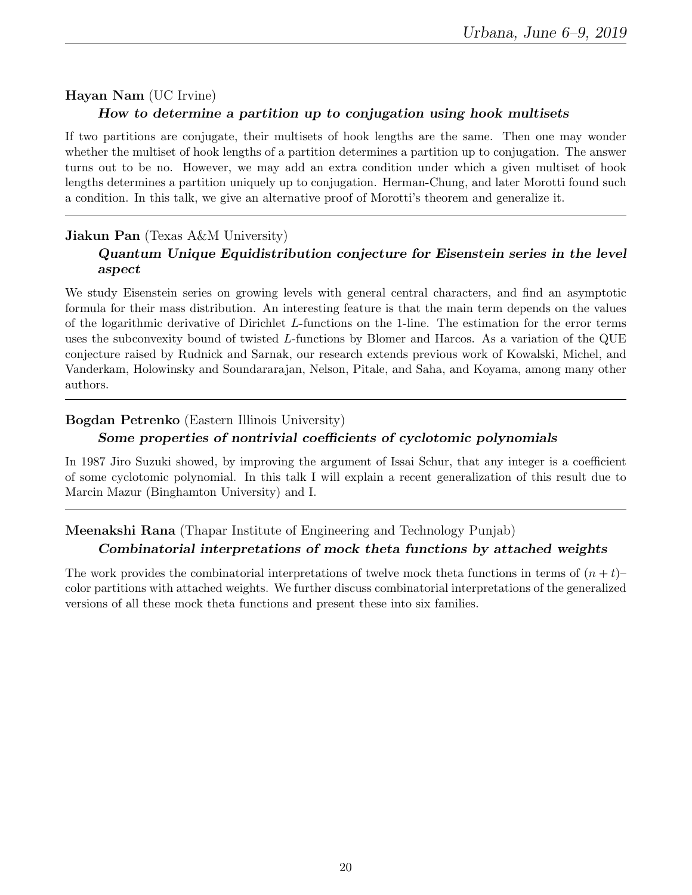**Hayan Nam** (UC Irvine)

***How to determine a partition up to conjugation using hook multisets***

If two partitions are conjugate, their multisets of hook lengths are the same. Then one may wonder whether the multiset of hook lengths of a partition determines a partition up to conjugation. The answer turns out to be no. However, we may add an extra condition under which a given multiset of hook lengths determines a partition uniquely up to conjugation. Herman-Chung, and later Morotti found such a condition. In this talk, we give an alternative proof of Morotti's theorem and generalize it.

---

**Jiakun Pan** (Texas A&M University)

***Quantum Unique Equidistribution conjecture for Eisenstein series in the level aspect***

We study Eisenstein series on growing levels with general central characters, and find an asymptotic formula for their mass distribution. An interesting feature is that the main term depends on the values of the logarithmic derivative of Dirichlet $L$-functions on the 1-line. The estimation for the error terms uses the subconvexity bound of twisted $L$-functions by Blomer and Harcos. As a variation of the QUE conjecture raised by Rudnick and Sarnak, our research extends previous work of Kowalski, Michel, and Vanderkam, Holowinsky and Soundararajan, Nelson, Pitale, and Saha, and Koyama, among many other authors.

---

**Bogdan Petrenko** (Eastern Illinois University)

***Some properties of nontrivial coefficients of cyclotomic polynomials***

In 1987 Jiro Suzuki showed, by improving the argument of Issai Schur, that any integer is a coefficient of some cyclotomic polynomial. In this talk I will explain a recent generalization of this result due to Marcin Mazur (Binghamton University) and I.

---

**Meenakshi Rana** (Thapar Institute of Engineering and Technology Punjab)

***Combinatorial interpretations of mock theta functions by attached weights***

The work provides the combinatorial interpretations of twelve mock theta functions in terms of $(n+t)$–color partitions with attached weights. We further discuss combinatorial interpretations of the generalized versions of all these mock theta functions and present these into six families.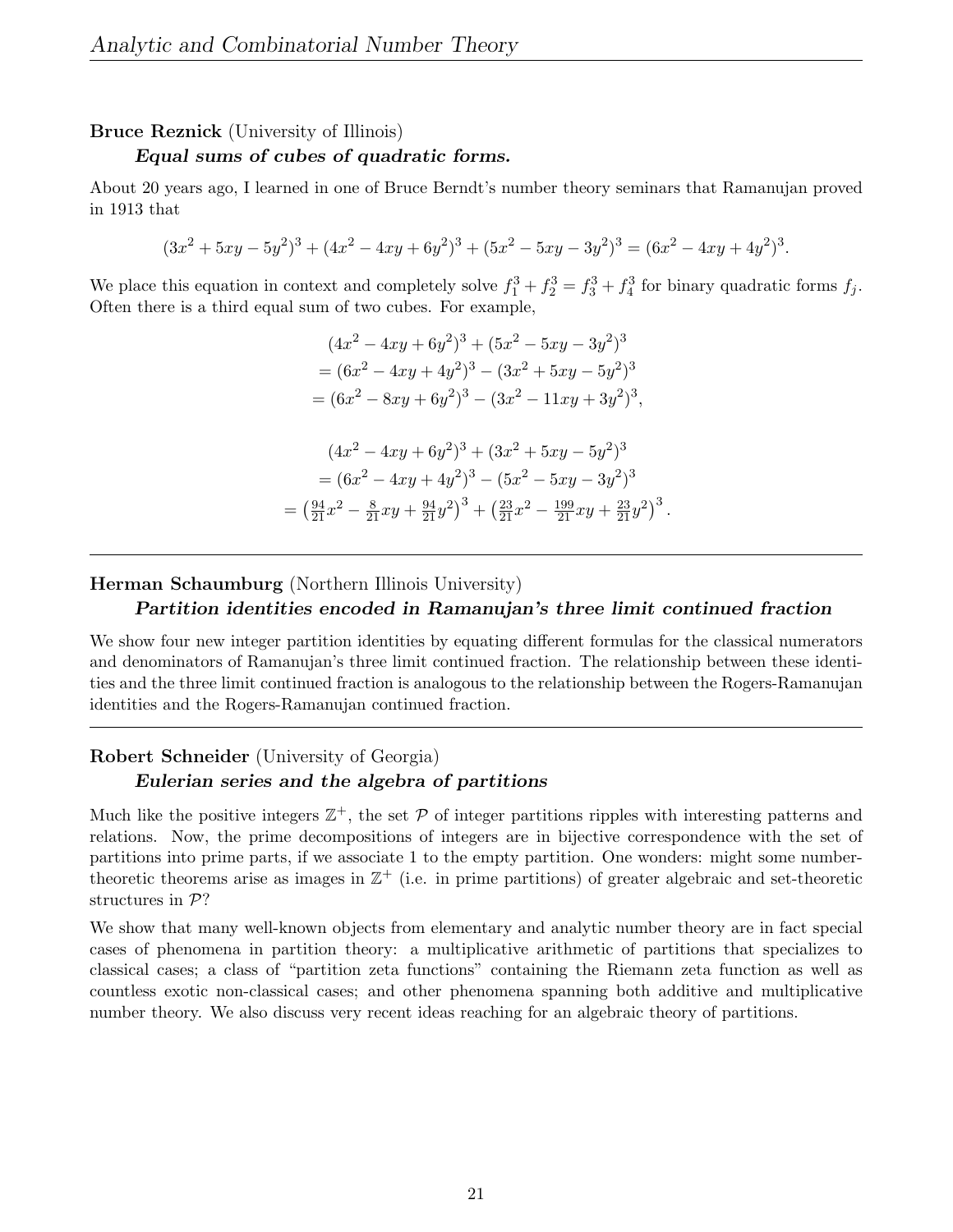**Bruce Reznick** (University of Illinois)

***Equal sums of cubes of quadratic forms.***

About 20 years ago, I learned in one of Bruce Berndt's number theory seminars that Ramanujan proved in 1913 that

$$(3x^2 + 5xy - 5y^2)^3 + (4x^2 - 4xy + 6y^2)^3 + (5x^2 - 5xy - 3y^2)^3 = (6x^2 - 4xy + 4y^2)^3.$$

We place this equation in context and completely solve $f_1^3 + f_2^3 = f_3^3 + f_4^3$ for binary quadratic forms $f_j$. Often there is a third equal sum of two cubes. For example,

$$\begin{aligned}
&(4x^2 - 4xy + 6y^2)^3 + (5x^2 - 5xy - 3y^2)^3 \\
&= (6x^2 - 4xy + 4y^2)^3 - (3x^2 + 5xy - 5y^2)^3 \\
&= (6x^2 - 8xy + 6y^2)^3 - (3x^2 - 11xy + 3y^2)^3,
\end{aligned}$$

$$\begin{aligned}
&(4x^2 - 4xy + 6y^2)^3 + (3x^2 + 5xy - 5y^2)^3 \\
&= (6x^2 - 4xy + 4y^2)^3 - (5x^2 - 5xy - 3y^2)^3 \\
&= \left(\tfrac{94}{21}x^2 - \tfrac{8}{21}xy + \tfrac{94}{21}y^2\right)^3 + \left(\tfrac{23}{21}x^2 - \tfrac{199}{21}xy + \tfrac{23}{21}y^2\right)^3.
\end{aligned}$$

---

**Herman Schaumburg** (Northern Illinois University)

***Partition identities encoded in Ramanujan's three limit continued fraction***

We show four new integer partition identities by equating different formulas for the classical numerators and denominators of Ramanujan's three limit continued fraction. The relationship between these identities and the three limit continued fraction is analogous to the relationship between the Rogers-Ramanujan identities and the Rogers-Ramanujan continued fraction.

---

**Robert Schneider** (University of Georgia)

***Eulerian series and the algebra of partitions***

Much like the positive integers $\mathbb{Z}^+$, the set $\mathcal{P}$ of integer partitions ripples with interesting patterns and relations. Now, the prime decompositions of integers are in bijective correspondence with the set of partitions into prime parts, if we associate 1 to the empty partition. One wonders: might some number-theoretic theorems arise as images in $\mathbb{Z}^+$ (i.e. in prime partitions) of greater algebraic and set-theoretic structures in $\mathcal{P}$?

We show that many well-known objects from elementary and analytic number theory are in fact special cases of phenomena in partition theory: a multiplicative arithmetic of partitions that specializes to classical cases; a class of "partition zeta functions" containing the Riemann zeta function as well as countless exotic non-classical cases; and other phenomena spanning both additive and multiplicative number theory. We also discuss very recent ideas reaching for an algebraic theory of partitions.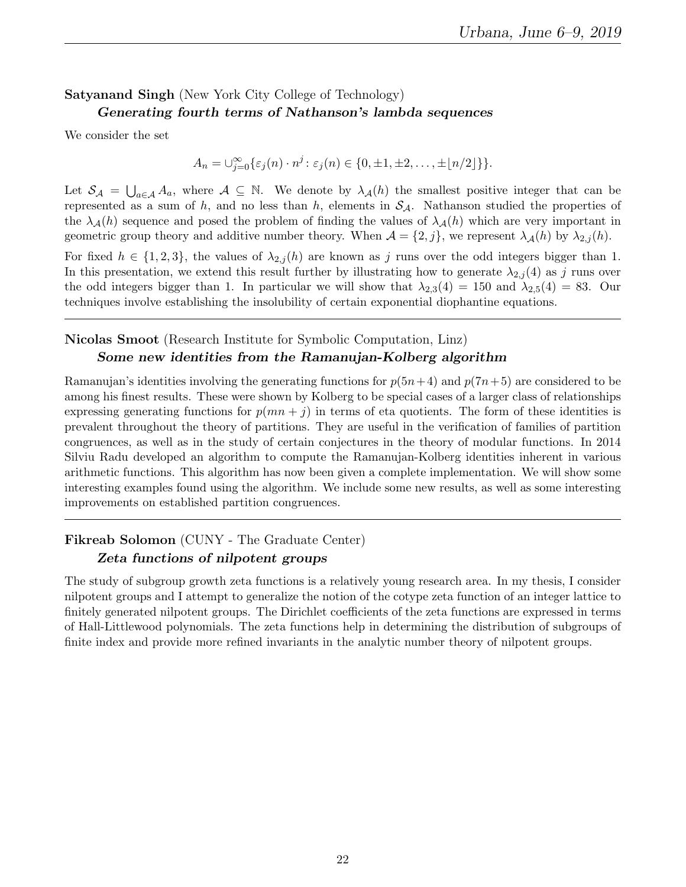**Satyanand Singh** (New York City College of Technology)

***Generating fourth terms of Nathanson's lambda sequences***

We consider the set

$$A_n = \cup_{j=0}^{\infty}\{\varepsilon_j(n) \cdot n^j : \varepsilon_j(n) \in \{0, \pm 1, \pm 2, \ldots, \pm\lfloor n/2 \rfloor\}\}.$$

Let $\mathcal{S}_{\mathcal{A}} = \bigcup_{a \in \mathcal{A}} A_a$, where $\mathcal{A} \subseteq \mathbb{N}$. We denote by $\lambda_{\mathcal{A}}(h)$ the smallest positive integer that can be represented as a sum of $h$, and no less than $h$, elements in $\mathcal{S}_{\mathcal{A}}$. Nathanson studied the properties of the $\lambda_{\mathcal{A}}(h)$ sequence and posed the problem of finding the values of $\lambda_{\mathcal{A}}(h)$ which are very important in geometric group theory and additive number theory. When $\mathcal{A} = \{2, j\}$, we represent $\lambda_{\mathcal{A}}(h)$ by $\lambda_{2,j}(h)$.

For fixed $h \in \{1, 2, 3\}$, the values of $\lambda_{2,j}(h)$ are known as $j$ runs over the odd integers bigger than 1. In this presentation, we extend this result further by illustrating how to generate $\lambda_{2,j}(4)$ as $j$ runs over the odd integers bigger than 1. In particular we will show that $\lambda_{2,3}(4) = 150$ and $\lambda_{2,5}(4) = 83$. Our techniques involve establishing the insolubility of certain exponential diophantine equations.

---

**Nicolas Smoot** (Research Institute for Symbolic Computation, Linz)

***Some new identities from the Ramanujan-Kolberg algorithm***

Ramanujan's identities involving the generating functions for $p(5n+4)$ and $p(7n+5)$ are considered to be among his finest results. These were shown by Kolberg to be special cases of a larger class of relationships expressing generating functions for $p(mn + j)$ in terms of eta quotients. The form of these identities is prevalent throughout the theory of partitions. They are useful in the verification of families of partition congruences, as well as in the study of certain conjectures in the theory of modular functions. In 2014 Silviu Radu developed an algorithm to compute the Ramanujan-Kolberg identities inherent in various arithmetic functions. This algorithm has now been given a complete implementation. We will show some interesting examples found using the algorithm. We include some new results, as well as some interesting improvements on established partition congruences.

---

**Fikreab Solomon** (CUNY - The Graduate Center)

***Zeta functions of nilpotent groups***

The study of subgroup growth zeta functions is a relatively young research area. In my thesis, I consider nilpotent groups and I attempt to generalize the notion of the cotype zeta function of an integer lattice to finitely generated nilpotent groups. The Dirichlet coefficients of the zeta functions are expressed in terms of Hall-Littlewood polynomials. The zeta functions help in determining the distribution of subgroups of finite index and provide more refined invariants in the analytic number theory of nilpotent groups.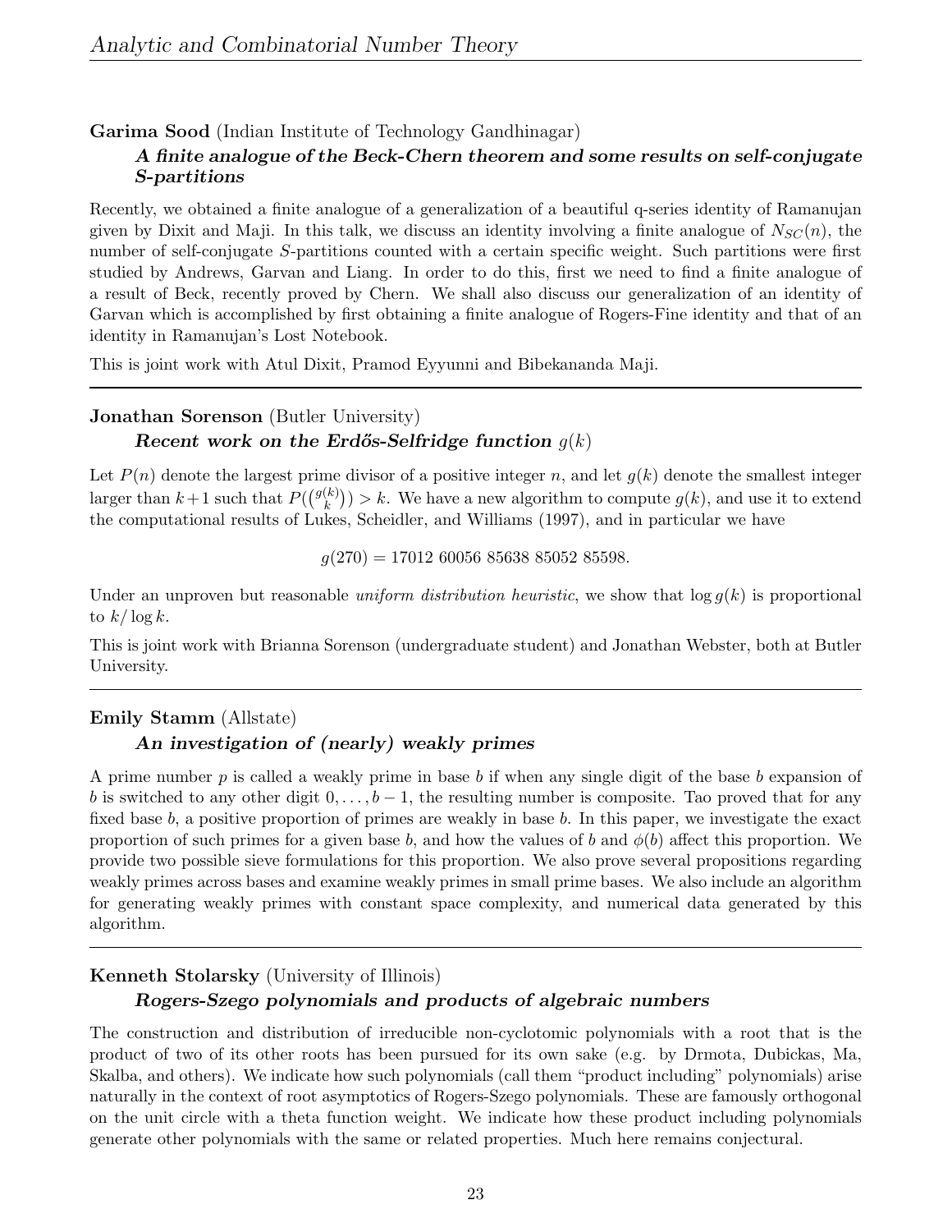**Garima Sood** (Indian Institute of Technology Gandhinagar)

***A finite analogue of the Beck-Chern theorem and some results on self-conjugate S-partitions***

Recently, we obtained a finite analogue of a generalization of a beautiful q-series identity of Ramanujan given by Dixit and Maji. In this talk, we discuss an identity involving a finite analogue of $N_{SC}(n)$, the number of self-conjugate $S$-partitions counted with a certain specific weight. Such partitions were first studied by Andrews, Garvan and Liang. In order to do this, first we need to find a finite analogue of a result of Beck, recently proved by Chern. We shall also discuss our generalization of an identity of Garvan which is accomplished by first obtaining a finite analogue of Rogers-Fine identity and that of an identity in Ramanujan's Lost Notebook.

This is joint work with Atul Dixit, Pramod Eyyunni and Bibekananda Maji.

---

**Jonathan Sorenson** (Butler University)

***Recent work on the Erdős-Selfridge function*** $g(k)$

Let $P(n)$ denote the largest prime divisor of a positive integer $n$, and let $g(k)$ denote the smallest integer larger than $k+1$ such that $P(\binom{g(k)}{k}) > k$. We have a new algorithm to compute $g(k)$, and use it to extend the computational results of Lukes, Scheidler, and Williams (1997), and in particular we have

$$g(270) = 17012\ 60056\ 85638\ 85052\ 85598.$$

Under an unproven but reasonable *uniform distribution heuristic*, we show that $\log g(k)$ is proportional to $k/\log k$.

This is joint work with Brianna Sorenson (undergraduate student) and Jonathan Webster, both at Butler University.

---

**Emily Stamm** (Allstate)

***An investigation of (nearly) weakly primes***

A prime number $p$ is called a weakly prime in base $b$ if when any single digit of the base $b$ expansion of $b$ is switched to any other digit $0, \ldots, b-1$, the resulting number is composite. Tao proved that for any fixed base $b$, a positive proportion of primes are weakly in base $b$. In this paper, we investigate the exact proportion of such primes for a given base $b$, and how the values of $b$ and $\phi(b)$ affect this proportion. We provide two possible sieve formulations for this proportion. We also prove several propositions regarding weakly primes across bases and examine weakly primes in small prime bases. We also include an algorithm for generating weakly primes with constant space complexity, and numerical data generated by this algorithm.

---

**Kenneth Stolarsky** (University of Illinois)

***Rogers-Szego polynomials and products of algebraic numbers***

The construction and distribution of irreducible non-cyclotomic polynomials with a root that is the product of two of its other roots has been pursued for its own sake (e.g. by Drmota, Dubickas, Ma, Skalba, and others). We indicate how such polynomials (call them "product including" polynomials) arise naturally in the context of root asymptotics of Rogers-Szego polynomials. These are famously orthogonal on the unit circle with a theta function weight. We indicate how these product including polynomials generate other polynomials with the same or related properties. Much here remains conjectural.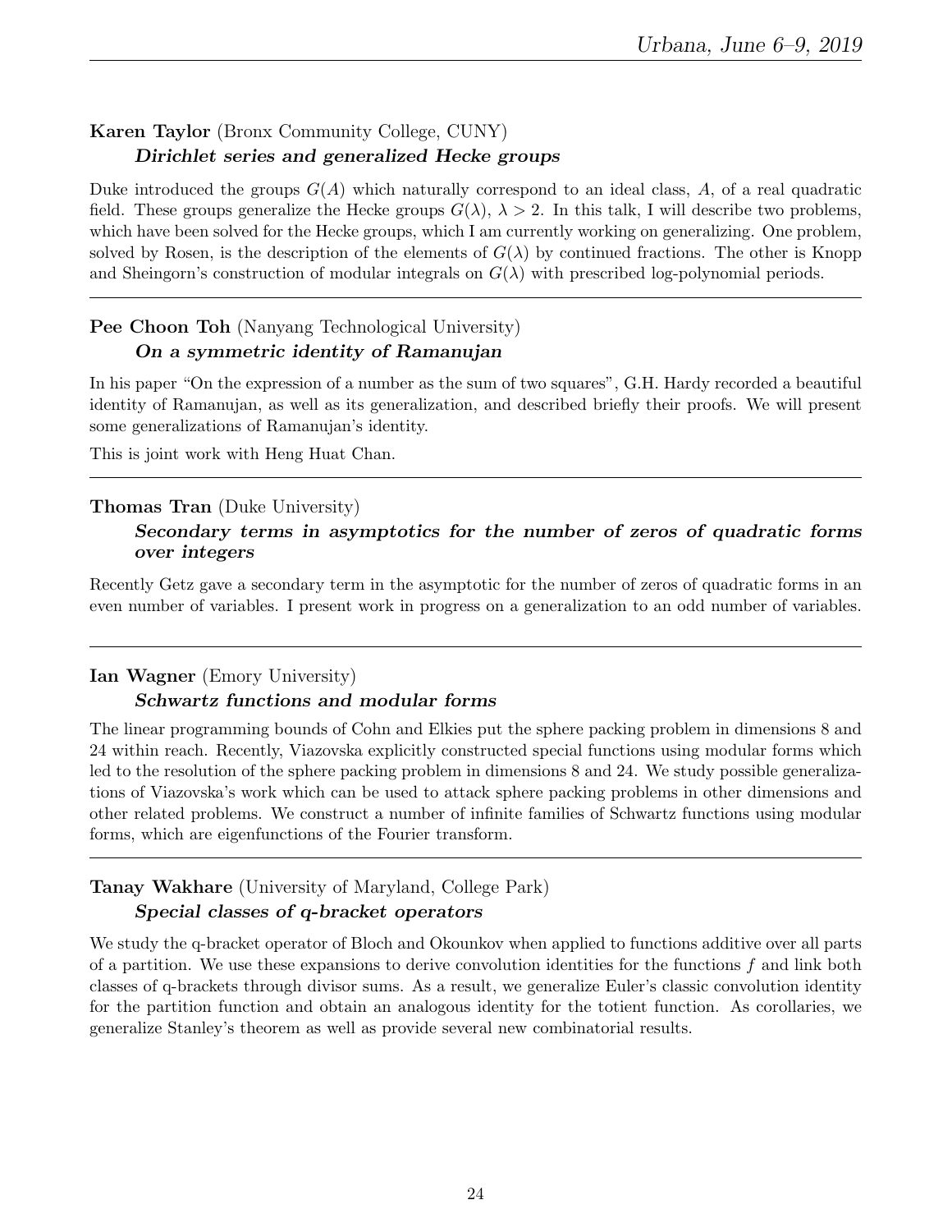**Karen Taylor** (Bronx Community College, CUNY)

***Dirichlet series and generalized Hecke groups***

Duke introduced the groups $G(A)$ which naturally correspond to an ideal class, $A$, of a real quadratic field. These groups generalize the Hecke groups $G(\lambda)$, $\lambda > 2$. In this talk, I will describe two problems, which have been solved for the Hecke groups, which I am currently working on generalizing. One problem, solved by Rosen, is the description of the elements of $G(\lambda)$ by continued fractions. The other is Knopp and Sheingorn's construction of modular integrals on $G(\lambda)$ with prescribed log-polynomial periods.

---

**Pee Choon Toh** (Nanyang Technological University)

***On a symmetric identity of Ramanujan***

In his paper "On the expression of a number as the sum of two squares", G.H. Hardy recorded a beautiful identity of Ramanujan, as well as its generalization, and described briefly their proofs. We will present some generalizations of Ramanujan's identity.

This is joint work with Heng Huat Chan.

---

**Thomas Tran** (Duke University)

***Secondary terms in asymptotics for the number of zeros of quadratic forms over integers***

Recently Getz gave a secondary term in the asymptotic for the number of zeros of quadratic forms in an even number of variables. I present work in progress on a generalization to an odd number of variables.

---

**Ian Wagner** (Emory University)

***Schwartz functions and modular forms***

The linear programming bounds of Cohn and Elkies put the sphere packing problem in dimensions 8 and 24 within reach. Recently, Viazovska explicitly constructed special functions using modular forms which led to the resolution of the sphere packing problem in dimensions 8 and 24. We study possible generalizations of Viazovska's work which can be used to attack sphere packing problems in other dimensions and other related problems. We construct a number of infinite families of Schwartz functions using modular forms, which are eigenfunctions of the Fourier transform.

---

**Tanay Wakhare** (University of Maryland, College Park)

***Special classes of q-bracket operators***

We study the q-bracket operator of Bloch and Okounkov when applied to functions additive over all parts of a partition. We use these expansions to derive convolution identities for the functions $f$ and link both classes of q-brackets through divisor sums. As a result, we generalize Euler's classic convolution identity for the partition function and obtain an analogous identity for the totient function. As corollaries, we generalize Stanley's theorem as well as provide several new combinatorial results.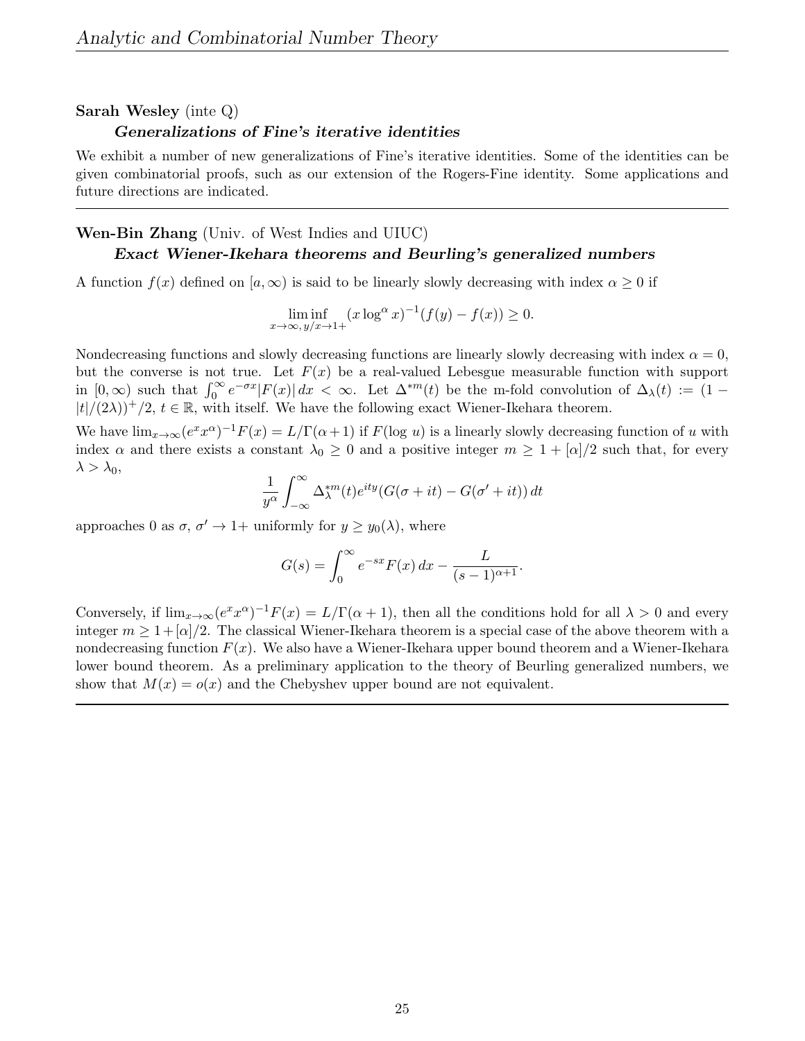**Sarah Wesley** (inte Q)

***Generalizations of Fine's iterative identities***

We exhibit a number of new generalizations of Fine's iterative identities. Some of the identities can be given combinatorial proofs, such as our extension of the Rogers-Fine identity. Some applications and future directions are indicated.

---

**Wen-Bin Zhang** (Univ. of West Indies and UIUC)

***Exact Wiener-Ikehara theorems and Beurling's generalized numbers***

A function $f(x)$ defined on $[a, \infty)$ is said to be linearly slowly decreasing with index $\alpha \geq 0$ if

$$\liminf_{x\to\infty,\, y/x\to 1+} (x \log^{\alpha} x)^{-1}(f(y) - f(x)) \geq 0.$$

Nondecreasing functions and slowly decreasing functions are linearly slowly decreasing with index $\alpha = 0$, but the converse is not true. Let $F(x)$ be a real-valued Lebesgue measurable function with support in $[0, \infty)$ such that $\int_0^\infty e^{-\sigma x}|F(x)|\,dx < \infty$. Let $\Delta^{*m}(t)$ be the m-fold convolution of $\Delta_\lambda(t) := (1 - |t|/(2\lambda))^+/2$, $t \in \mathbb{R}$, with itself. We have the following exact Wiener-Ikehara theorem.

We have $\lim_{x\to\infty}(e^x x^\alpha)^{-1}F(x) = L/\Gamma(\alpha+1)$ if $F(\log\, u)$ is a linearly slowly decreasing function of $u$ with index $\alpha$ and there exists a constant $\lambda_0 \geq 0$ and a positive integer $m \geq 1 + [\alpha]/2$ such that, for every $\lambda > \lambda_0$,

$$\frac{1}{y^\alpha}\int_{-\infty}^{\infty} \Delta_\lambda^{*m}(t) e^{ity}(G(\sigma + it) - G(\sigma' + it))\,dt$$

approaches 0 as $\sigma$, $\sigma' \to 1+$ uniformly for $y \geq y_0(\lambda)$, where

$$G(s) = \int_0^\infty e^{-sx}F(x)\,dx - \frac{L}{(s-1)^{\alpha+1}}.$$

Conversely, if $\lim_{x\to\infty}(e^x x^\alpha)^{-1}F(x) = L/\Gamma(\alpha + 1)$, then all the conditions hold for all $\lambda > 0$ and every integer $m \geq 1+[\alpha]/2$. The classical Wiener-Ikehara theorem is a special case of the above theorem with a nondecreasing function $F(x)$. We also have a Wiener-Ikehara upper bound theorem and a Wiener-Ikehara lower bound theorem. As a preliminary application to the theory of Beurling generalized numbers, we show that $M(x) = o(x)$ and the Chebyshev upper bound are not equivalent.

---